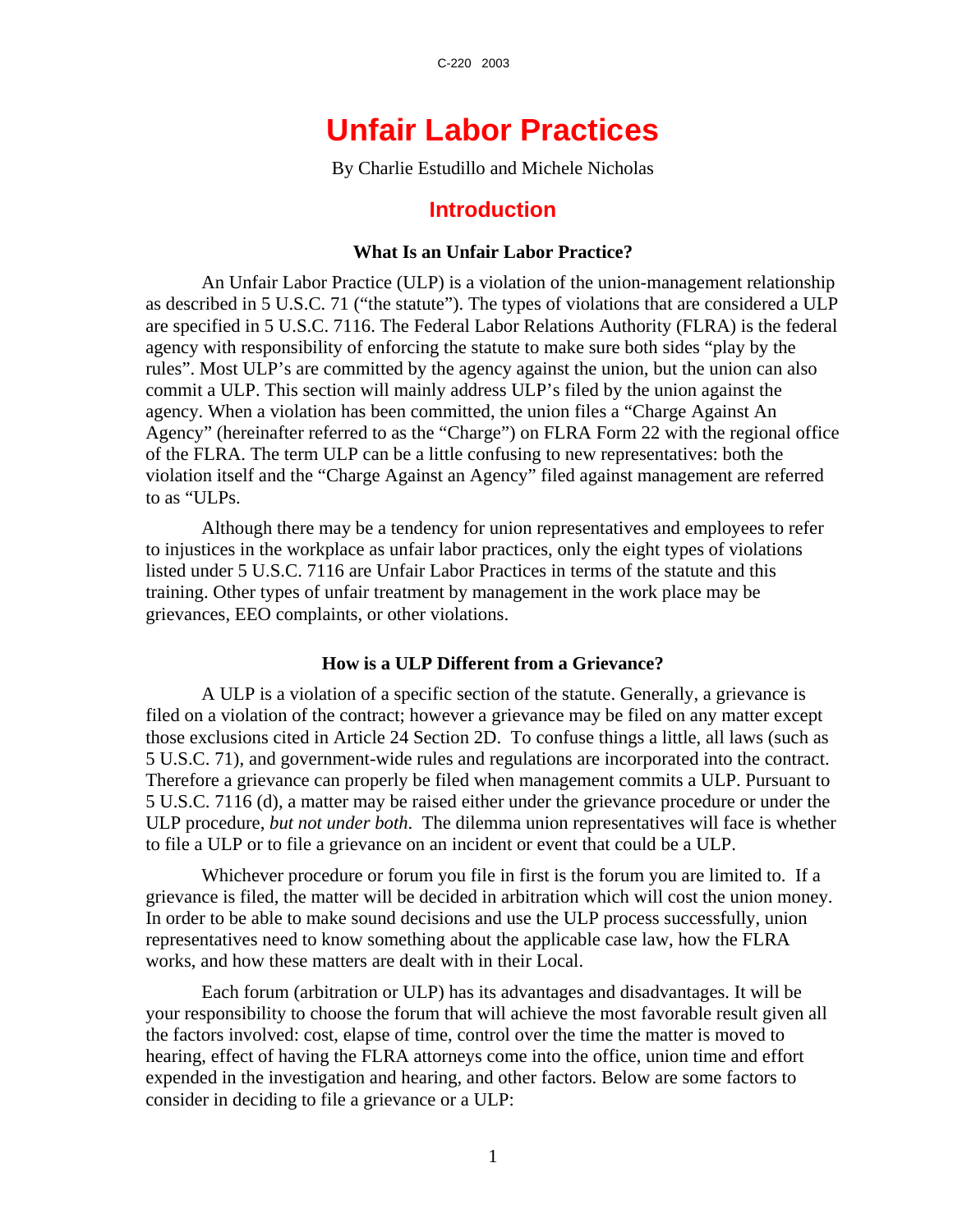# Unfair Labor Practices

By Charlie Estudillo and Michele Nicholas

## Introduction

### What Is an Unfair Labor Practice?

An Unfair Labor Practice (ULP) is a violation of the union-management relationship as described in 5 U.S.C. 71 ("the statute"). The types of violations that are considered a ULP are specified in 5 U.S.C. 7116. The Federal Labor Relations Authority (FLRA) is the federal agency with responsibility of enforcing the statute to make sure both sides "play by the rules". Most ULP's are committed by the agency against the union, but the union can also commit a ULP. This section will mainly address ULP's filed by the union against the agency. When a violation has been committed, the union files a "Charge Against An Agency" (hereinafter referred to as the "Charge") on FLRA Form 22 with the regional office of the FLRA. The term ULP can be a little confusing to new representatives: both the violation itself and the "Charge Against an Agency" filed against management are referred to as "ULPs.

Although there may be a tendency for union representatives and employees to refer to injustices in the workplace as unfair labor practices, only the eight types of violations listed under 5 U.S.C. 7116 are Unfair Labor Practices in terms of the statute and this training. Other types of unfair treatment by management in the work place may be grievances, EEO complaints, or other violations.

### How is a ULP Different from a Grievance?

A ULP is a violation of a specific section of the statute. Generally, a grievance is filed on a violation of the contract; however a grievance may be filed on any matter except those exclusions cited in Article 24 Section 2D. To confuse things a little, all laws (such as 5 U.S.C. 71), and government-wide rules and regulations are incorporated into the contract. Therefore a grievance can properly be filed when management commits a ULP. Pursuant to 5 U.S.C. 7116 (d), a matter may be raised either under the grievance procedure or under the ULP procedure, *but not under both*. The dilemma union representatives will face is whether to file a ULP or to file a grievance on an incident or event that could be a ULP.

Whichever procedure or forum you file in first is the forum you are limited to. If a grievance is filed, the matter will be decided in arbitration which will cost the union money. In order to be able to make sound decisions and use the ULP process successfully, union representatives need to know something about the applicable case law, how the FLRA works, and how these matters are dealt with in their Local.

Each forum (arbitration or ULP) has its advantages and disadvantages. It will be your responsibility to choose the forum that will achieve the most favorable result given all the factors involved: cost, elapse of time, control over the time the matter is moved to hearing, effect of having the FLRA attorneys come into the office, union time and effort expended in the investigation and hearing, and other factors. Below are some factors to consider in deciding to file a grievance or a ULP: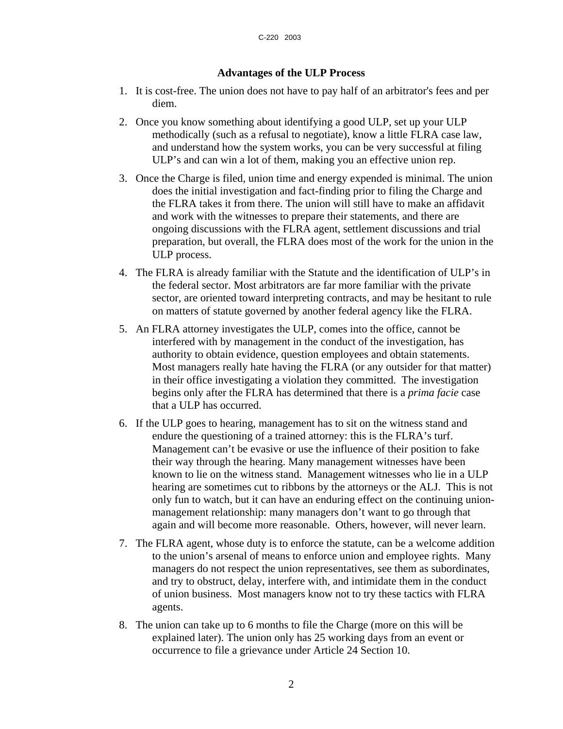**Advantages of the ULP Process**

1. It is cost-free. The union does not have to pay half of an arbitrator's fees and per diem.
2. Once you know something about identifying a good ULP, set up your ULP methodically (such as a refusal to negotiate), know a little FLRA case law, and understand how the system works, you can be very successful at filing ULP's and can win a lot of them, making you an effective union rep.
3. Once the Charge is filed, union time and energy expended is minimal. The union does the initial investigation and fact-finding prior to filing the Charge and the FLRA takes it from there. The union will still have to make an affidavit and work with the witnesses to prepare their statements, and there are ongoing discussions with the FLRA agent, settlement discussions and trial preparation, but overall, the FLRA does most of the work for the union in the ULP process.
4. The FLRA is already familiar with the Statute and the identification of ULP's in the federal sector. Most arbitrators are far more familiar with the private sector, are oriented toward interpreting contracts, and may be hesitant to rule on matters of statute governed by another federal agency like the FLRA.
5. An FLRA attorney investigates the ULP, comes into the office, cannot be interfered with by management in the conduct of the investigation, has authority to obtain evidence, question employees and obtain statements. Most managers really hate having the FLRA (or any outsider for that matter) in their office investigating a violation they committed. The investigation begins only after the FLRA has determined that there is a *prima facie* case that a ULP has occurred.
6. If the ULP goes to hearing, management has to sit on the witness stand and endure the questioning of a trained attorney: this is the FLRA's turf. Management can't be evasive or use the influence of their position to fake their way through the hearing. Many management witnesses have been known to lie on the witness stand. Management witnesses who lie in a ULP hearing are sometimes cut to ribbons by the attorneys or the ALJ. This is not only fun to watch, but it can have an enduring effect on the continuing union-management relationship: many managers don't want to go through that again and will become more reasonable. Others, however, will never learn.
7. The FLRA agent, whose duty is to enforce the statute, can be a welcome addition to the union's arsenal of means to enforce union and employee rights. Many managers do not respect the union representatives, see them as subordinates, and try to obstruct, delay, interfere with, and intimidate them in the conduct of union business. Most managers know not to try these tactics with FLRA agents.
8. The union can take up to 6 months to file the Charge (more on this will be explained later). The union only has 25 working days from an event or occurrence to file a grievance under Article 24 Section 10.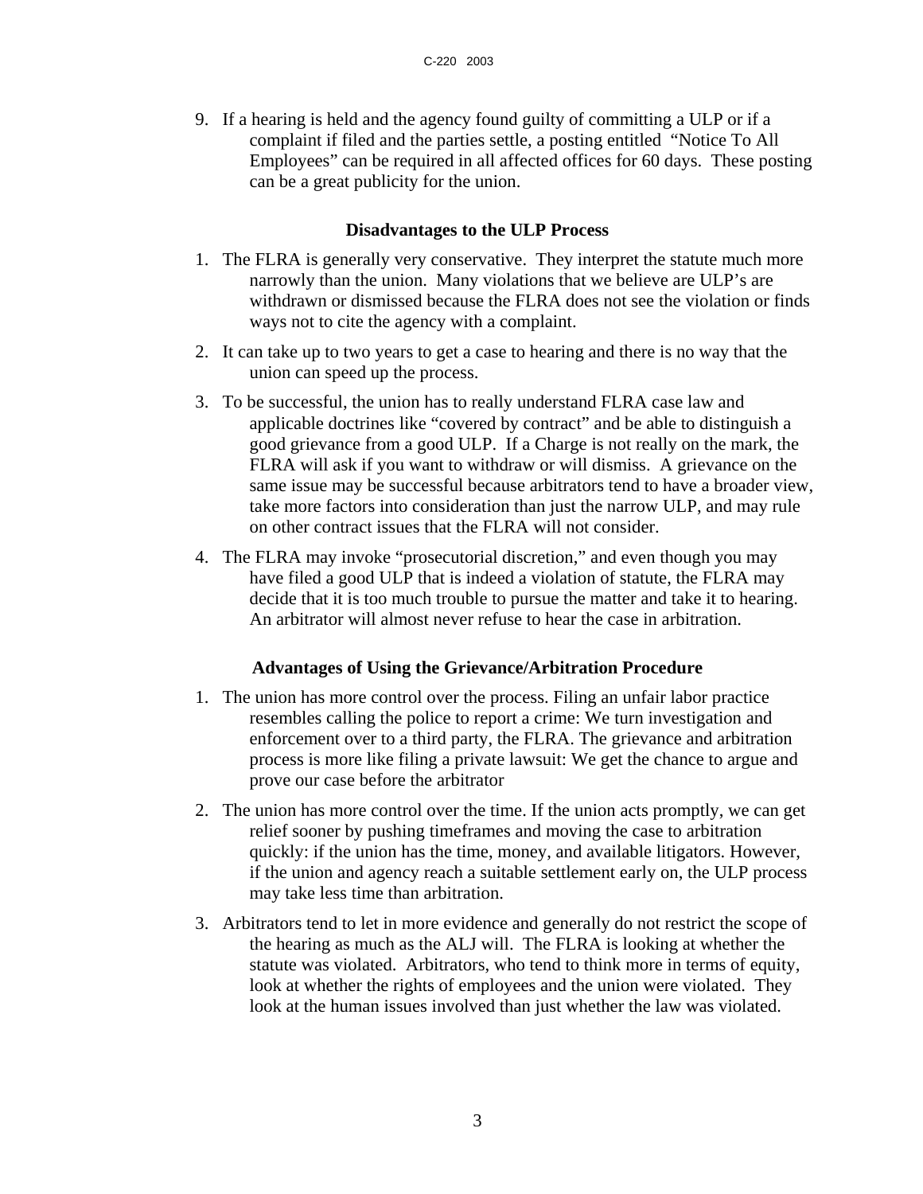9. If a hearing is held and the agency found guilty of committing a ULP or if a complaint if filed and the parties settle, a posting entitled "Notice To All Employees" can be required in all affected offices for 60 days. These posting can be a great publicity for the union.

### Disadvantages to the ULP Process

1. The FLRA is generally very conservative. They interpret the statute much more narrowly than the union. Many violations that we believe are ULP's are withdrawn or dismissed because the FLRA does not see the violation or finds ways not to cite the agency with a complaint.
2. It can take up to two years to get a case to hearing and there is no way that the union can speed up the process.
3. To be successful, the union has to really understand FLRA case law and applicable doctrines like "covered by contract" and be able to distinguish a good grievance from a good ULP. If a Charge is not really on the mark, the FLRA will ask if you want to withdraw or will dismiss. A grievance on the same issue may be successful because arbitrators tend to have a broader view, take more factors into consideration than just the narrow ULP, and may rule on other contract issues that the FLRA will not consider.
4. The FLRA may invoke "prosecutorial discretion," and even though you may have filed a good ULP that is indeed a violation of statute, the FLRA may decide that it is too much trouble to pursue the matter and take it to hearing. An arbitrator will almost never refuse to hear the case in arbitration.

### Advantages of Using the Grievance/Arbitration Procedure

1. The union has more control over the process. Filing an unfair labor practice resembles calling the police to report a crime: We turn investigation and enforcement over to a third party, the FLRA. The grievance and arbitration process is more like filing a private lawsuit: We get the chance to argue and prove our case before the arbitrator
2. The union has more control over the time. If the union acts promptly, we can get relief sooner by pushing timeframes and moving the case to arbitration quickly: if the union has the time, money, and available litigators. However, if the union and agency reach a suitable settlement early on, the ULP process may take less time than arbitration.
3. Arbitrators tend to let in more evidence and generally do not restrict the scope of the hearing as much as the ALJ will. The FLRA is looking at whether the statute was violated. Arbitrators, who tend to think more in terms of equity, look at whether the rights of employees and the union were violated. They look at the human issues involved than just whether the law was violated.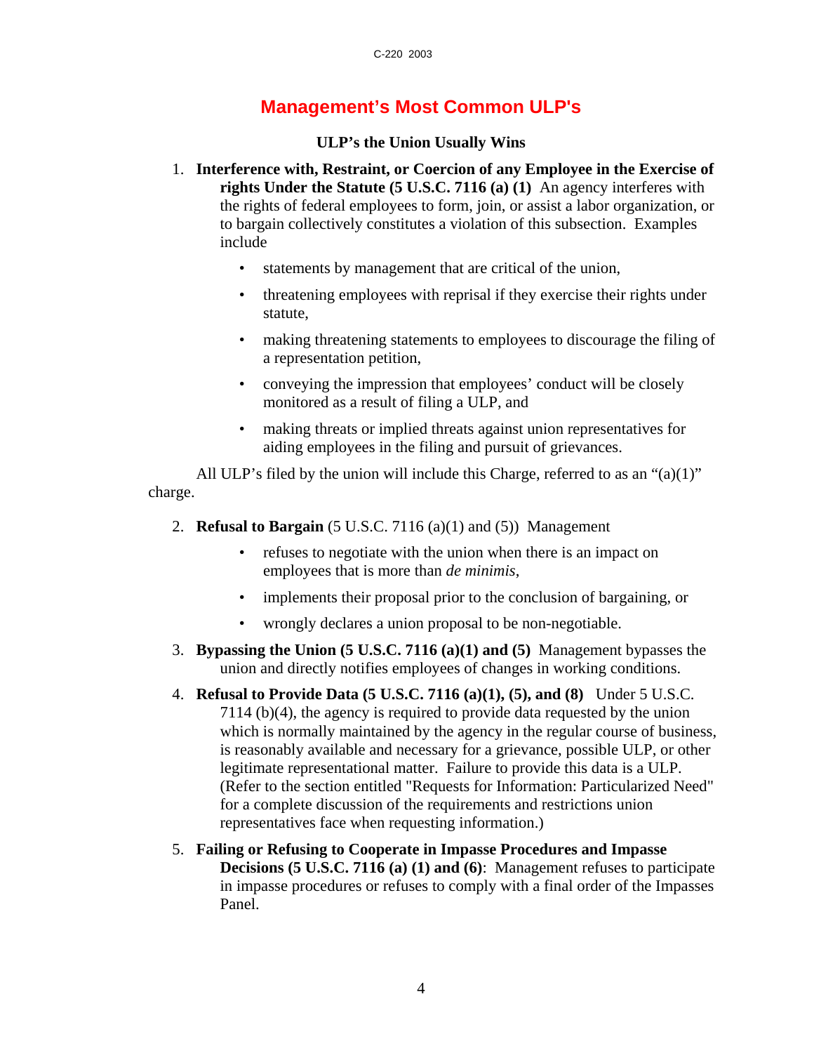# Management's Most Common ULP's

### ULP's the Union Usually Wins

1. **Interference with, Restraint, or Coercion of any Employee in the Exercise of rights Under the Statute (5 U.S.C. 7116 (a) (1)** An agency interferes with the rights of federal employees to form, join, or assist a labor organization, or to bargain collectively constitutes a violation of this subsection. Examples include

   - statements by management that are critical of the union,
   - threatening employees with reprisal if they exercise their rights under statute,
   - making threatening statements to employees to discourage the filing of a representation petition,
   - conveying the impression that employees' conduct will be closely monitored as a result of filing a ULP, and
   - making threats or implied threats against union representatives for aiding employees in the filing and pursuit of grievances.

All ULP's filed by the union will include this Charge, referred to as an "(a)(1)" charge.

2. **Refusal to Bargain** (5 U.S.C. 7116 (a)(1) and (5)) Management

   - refuses to negotiate with the union when there is an impact on employees that is more than *de minimis*,
   - implements their proposal prior to the conclusion of bargaining, or
   - wrongly declares a union proposal to be non-negotiable.

3. **Bypassing the Union (5 U.S.C. 7116 (a)(1) and (5)** Management bypasses the union and directly notifies employees of changes in working conditions.

4. **Refusal to Provide Data (5 U.S.C. 7116 (a)(1), (5), and (8)** Under 5 U.S.C. 7114 (b)(4), the agency is required to provide data requested by the union which is normally maintained by the agency in the regular course of business, is reasonably available and necessary for a grievance, possible ULP, or other legitimate representational matter. Failure to provide this data is a ULP. (Refer to the section entitled "Requests for Information: Particularized Need" for a complete discussion of the requirements and restrictions union representatives face when requesting information.)

5. **Failing or Refusing to Cooperate in Impasse Procedures and Impasse Decisions (5 U.S.C. 7116 (a) (1) and (6)**: Management refuses to participate in impasse procedures or refuses to comply with a final order of the Impasses Panel.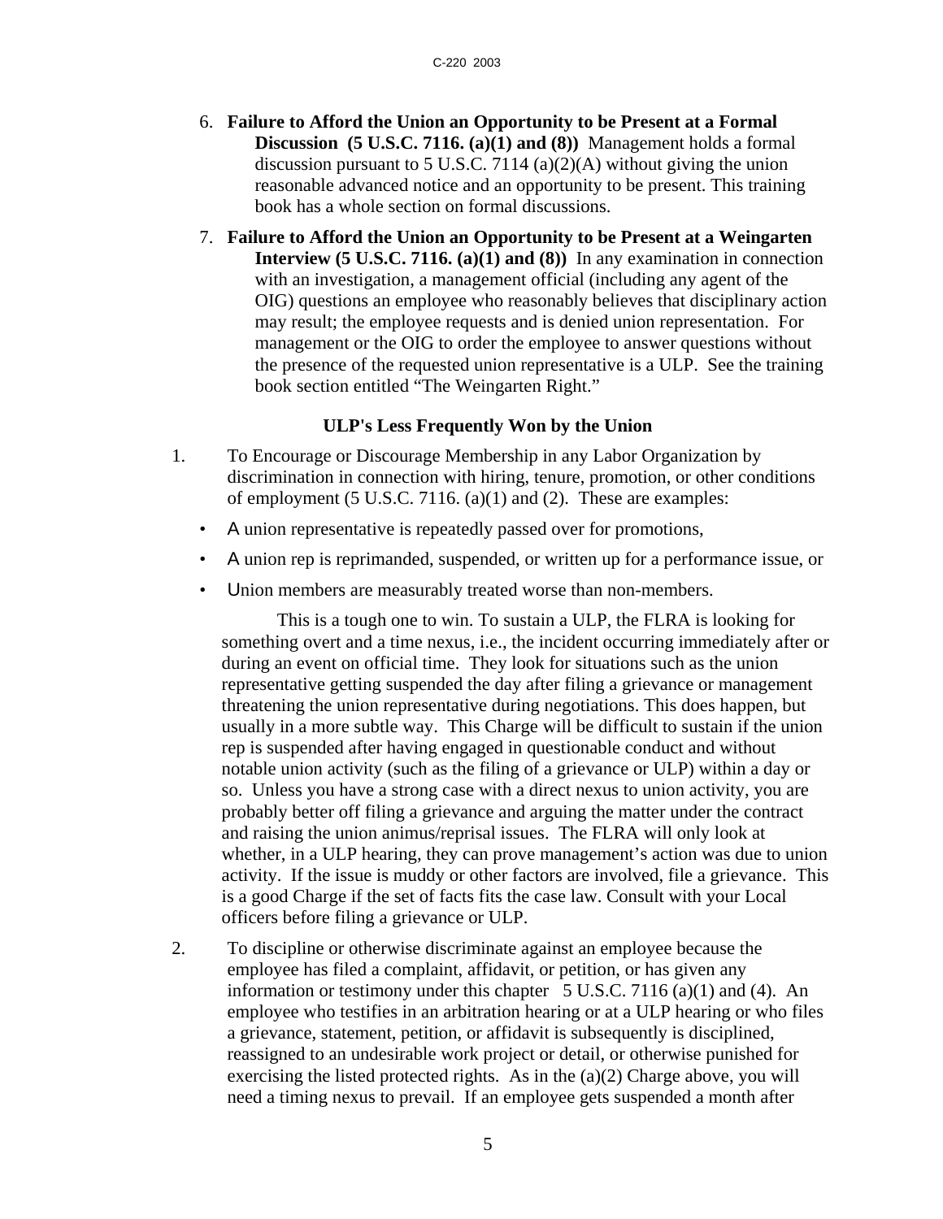6. **Failure to Afford the Union an Opportunity to be Present at a Formal Discussion (5 U.S.C. 7116. (a)(1) and (8))** Management holds a formal discussion pursuant to 5 U.S.C. 7114 (a)(2)(A) without giving the union reasonable advanced notice and an opportunity to be present. This training book has a whole section on formal discussions.

7. **Failure to Afford the Union an Opportunity to be Present at a Weingarten Interview (5 U.S.C. 7116. (a)(1) and (8))** In any examination in connection with an investigation, a management official (including any agent of the OIG) questions an employee who reasonably believes that disciplinary action may result; the employee requests and is denied union representation. For management or the OIG to order the employee to answer questions without the presence of the requested union representative is a ULP. See the training book section entitled "The Weingarten Right."

### ULP's Less Frequently Won by the Union

1. To Encourage or Discourage Membership in any Labor Organization by discrimination in connection with hiring, tenure, promotion, or other conditions of employment (5 U.S.C. 7116. (a)(1) and (2). These are examples:

   - A union representative is repeatedly passed over for promotions,
   - A union rep is reprimanded, suspended, or written up for a performance issue, or
   - Union members are measurably treated worse than non-members.

   This is a tough one to win. To sustain a ULP, the FLRA is looking for something overt and a time nexus, i.e., the incident occurring immediately after or during an event on official time. They look for situations such as the union representative getting suspended the day after filing a grievance or management threatening the union representative during negotiations. This does happen, but usually in a more subtle way. This Charge will be difficult to sustain if the union rep is suspended after having engaged in questionable conduct and without notable union activity (such as the filing of a grievance or ULP) within a day or so. Unless you have a strong case with a direct nexus to union activity, you are probably better off filing a grievance and arguing the matter under the contract and raising the union animus/reprisal issues. The FLRA will only look at whether, in a ULP hearing, they can prove management's action was due to union activity. If the issue is muddy or other factors are involved, file a grievance. This is a good Charge if the set of facts fits the case law. Consult with your Local officers before filing a grievance or ULP.

2. To discipline or otherwise discriminate against an employee because the employee has filed a complaint, affidavit, or petition, or has given any information or testimony under this chapter 5 U.S.C. 7116 (a)(1) and (4). An employee who testifies in an arbitration hearing or at a ULP hearing or who files a grievance, statement, petition, or affidavit is subsequently is disciplined, reassigned to an undesirable work project or detail, or otherwise punished for exercising the listed protected rights. As in the (a)(2) Charge above, you will need a timing nexus to prevail. If an employee gets suspended a month after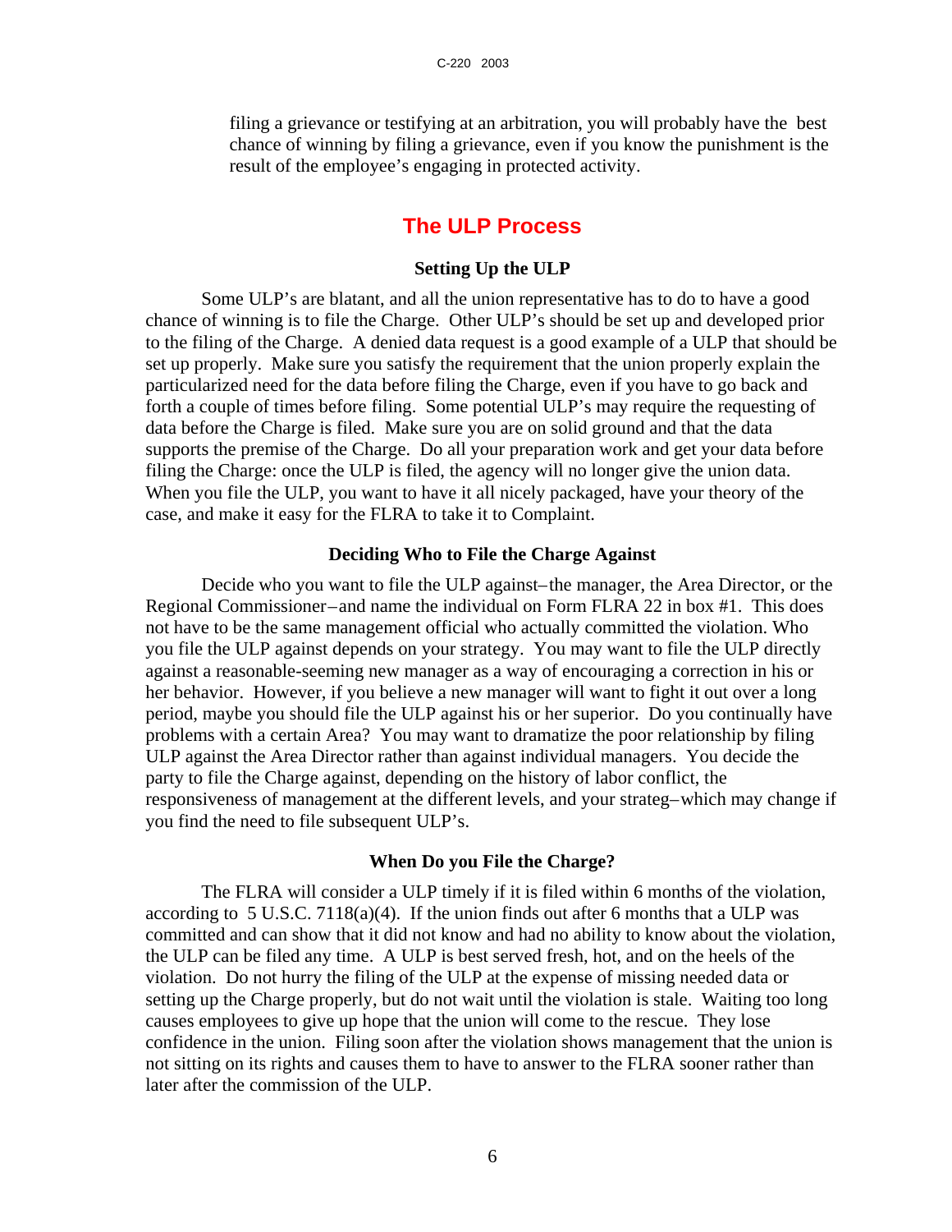filing a grievance or testifying at an arbitration, you will probably have the best chance of winning by filing a grievance, even if you know the punishment is the result of the employee's engaging in protected activity.

## The ULP Process

### Setting Up the ULP

Some ULP's are blatant, and all the union representative has to do to have a good chance of winning is to file the Charge. Other ULP's should be set up and developed prior to the filing of the Charge. A denied data request is a good example of a ULP that should be set up properly. Make sure you satisfy the requirement that the union properly explain the particularized need for the data before filing the Charge, even if you have to go back and forth a couple of times before filing. Some potential ULP's may require the requesting of data before the Charge is filed. Make sure you are on solid ground and that the data supports the premise of the Charge. Do all your preparation work and get your data before filing the Charge: once the ULP is filed, the agency will no longer give the union data. When you file the ULP, you want to have it all nicely packaged, have your theory of the case, and make it easy for the FLRA to take it to Complaint.

### Deciding Who to File the Charge Against

Decide who you want to file the ULP against–the manager, the Area Director, or the Regional Commissioner–and name the individual on Form FLRA 22 in box #1. This does not have to be the same management official who actually committed the violation. Who you file the ULP against depends on your strategy. You may want to file the ULP directly against a reasonable-seeming new manager as a way of encouraging a correction in his or her behavior. However, if you believe a new manager will want to fight it out over a long period, maybe you should file the ULP against his or her superior. Do you continually have problems with a certain Area? You may want to dramatize the poor relationship by filing ULP against the Area Director rather than against individual managers. You decide the party to file the Charge against, depending on the history of labor conflict, the responsiveness of management at the different levels, and your strateg–which may change if you find the need to file subsequent ULP's.

### When Do you File the Charge?

The FLRA will consider a ULP timely if it is filed within 6 months of the violation, according to 5 U.S.C. 7118(a)(4). If the union finds out after 6 months that a ULP was committed and can show that it did not know and had no ability to know about the violation, the ULP can be filed any time. A ULP is best served fresh, hot, and on the heels of the violation. Do not hurry the filing of the ULP at the expense of missing needed data or setting up the Charge properly, but do not wait until the violation is stale. Waiting too long causes employees to give up hope that the union will come to the rescue. They lose confidence in the union. Filing soon after the violation shows management that the union is not sitting on its rights and causes them to have to answer to the FLRA sooner rather than later after the commission of the ULP.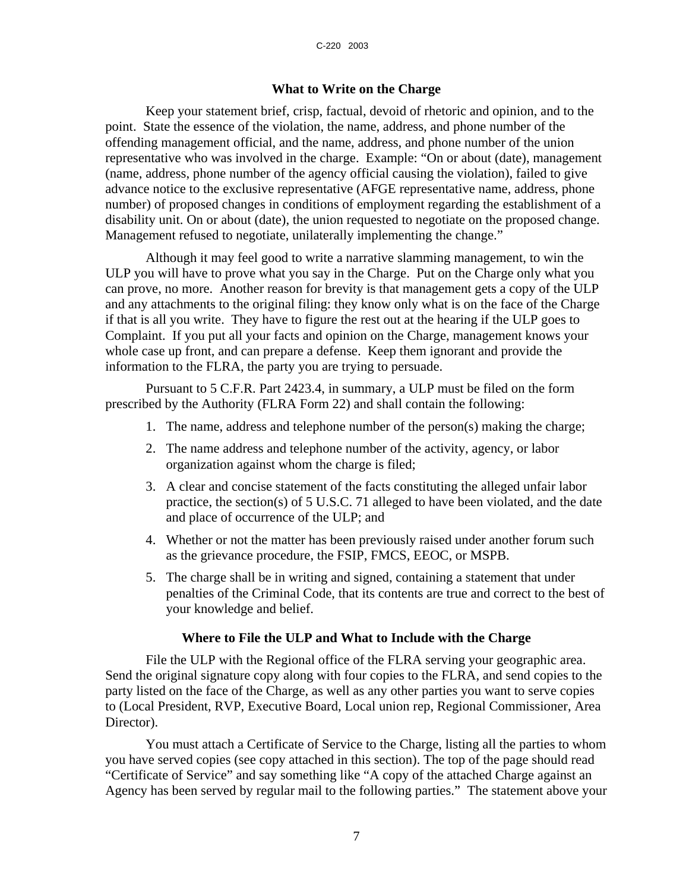### What to Write on the Charge

Keep your statement brief, crisp, factual, devoid of rhetoric and opinion, and to the point. State the essence of the violation, the name, address, and phone number of the offending management official, and the name, address, and phone number of the union representative who was involved in the charge. Example: "On or about (date), management (name, address, phone number of the agency official causing the violation), failed to give advance notice to the exclusive representative (AFGE representative name, address, phone number) of proposed changes in conditions of employment regarding the establishment of a disability unit. On or about (date), the union requested to negotiate on the proposed change. Management refused to negotiate, unilaterally implementing the change."

Although it may feel good to write a narrative slamming management, to win the ULP you will have to prove what you say in the Charge. Put on the Charge only what you can prove, no more. Another reason for brevity is that management gets a copy of the ULP and any attachments to the original filing: they know only what is on the face of the Charge if that is all you write. They have to figure the rest out at the hearing if the ULP goes to Complaint. If you put all your facts and opinion on the Charge, management knows your whole case up front, and can prepare a defense. Keep them ignorant and provide the information to the FLRA, the party you are trying to persuade.

Pursuant to 5 C.F.R. Part 2423.4, in summary, a ULP must be filed on the form prescribed by the Authority (FLRA Form 22) and shall contain the following:

1. The name, address and telephone number of the person(s) making the charge;
2. The name address and telephone number of the activity, agency, or labor organization against whom the charge is filed;
3. A clear and concise statement of the facts constituting the alleged unfair labor practice, the section(s) of 5 U.S.C. 71 alleged to have been violated, and the date and place of occurrence of the ULP; and
4. Whether or not the matter has been previously raised under another forum such as the grievance procedure, the FSIP, FMCS, EEOC, or MSPB.
5. The charge shall be in writing and signed, containing a statement that under penalties of the Criminal Code, that its contents are true and correct to the best of your knowledge and belief.

### Where to File the ULP and What to Include with the Charge

File the ULP with the Regional office of the FLRA serving your geographic area. Send the original signature copy along with four copies to the FLRA, and send copies to the party listed on the face of the Charge, as well as any other parties you want to serve copies to (Local President, RVP, Executive Board, Local union rep, Regional Commissioner, Area Director).

You must attach a Certificate of Service to the Charge, listing all the parties to whom you have served copies (see copy attached in this section). The top of the page should read "Certificate of Service" and say something like "A copy of the attached Charge against an Agency has been served by regular mail to the following parties." The statement above your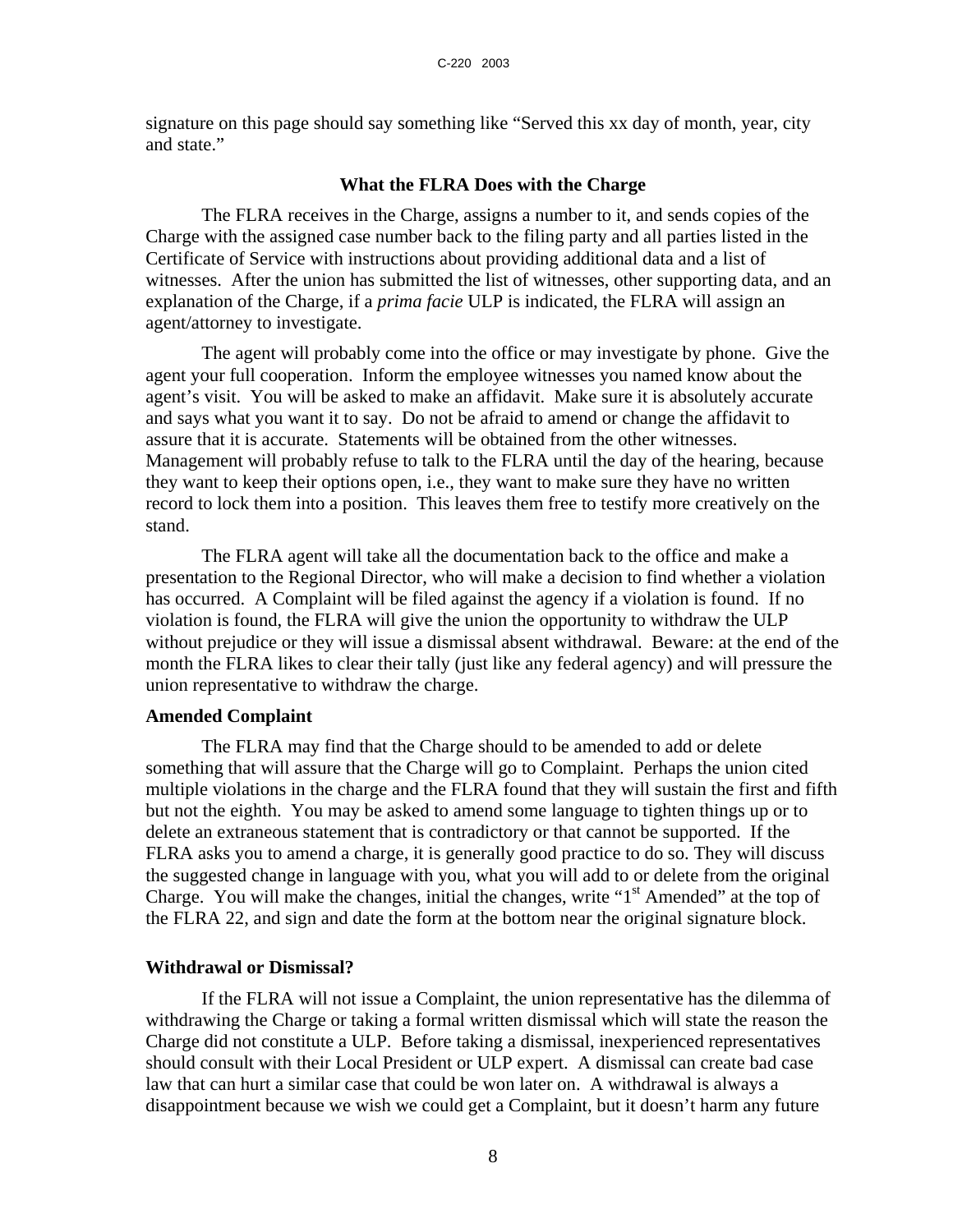signature on this page should say something like "Served this xx day of month, year, city and state."

### What the FLRA Does with the Charge

The FLRA receives in the Charge, assigns a number to it, and sends copies of the Charge with the assigned case number back to the filing party and all parties listed in the Certificate of Service with instructions about providing additional data and a list of witnesses. After the union has submitted the list of witnesses, other supporting data, and an explanation of the Charge, if a *prima facie* ULP is indicated, the FLRA will assign an agent/attorney to investigate.

The agent will probably come into the office or may investigate by phone. Give the agent your full cooperation. Inform the employee witnesses you named know about the agent's visit. You will be asked to make an affidavit. Make sure it is absolutely accurate and says what you want it to say. Do not be afraid to amend or change the affidavit to assure that it is accurate. Statements will be obtained from the other witnesses. Management will probably refuse to talk to the FLRA until the day of the hearing, because they want to keep their options open, i.e., they want to make sure they have no written record to lock them into a position. This leaves them free to testify more creatively on the stand.

The FLRA agent will take all the documentation back to the office and make a presentation to the Regional Director, who will make a decision to find whether a violation has occurred. A Complaint will be filed against the agency if a violation is found. If no violation is found, the FLRA will give the union the opportunity to withdraw the ULP without prejudice or they will issue a dismissal absent withdrawal. Beware: at the end of the month the FLRA likes to clear their tally (just like any federal agency) and will pressure the union representative to withdraw the charge.

**Amended Complaint**

The FLRA may find that the Charge should to be amended to add or delete something that will assure that the Charge will go to Complaint. Perhaps the union cited multiple violations in the charge and the FLRA found that they will sustain the first and fifth but not the eighth. You may be asked to amend some language to tighten things up or to delete an extraneous statement that is contradictory or that cannot be supported. If the FLRA asks you to amend a charge, it is generally good practice to do so. They will discuss the suggested change in language with you, what you will add to or delete from the original Charge. You will make the changes, initial the changes, write "1st Amended" at the top of the FLRA 22, and sign and date the form at the bottom near the original signature block.

**Withdrawal or Dismissal?**

If the FLRA will not issue a Complaint, the union representative has the dilemma of withdrawing the Charge or taking a formal written dismissal which will state the reason the Charge did not constitute a ULP. Before taking a dismissal, inexperienced representatives should consult with their Local President or ULP expert. A dismissal can create bad case law that can hurt a similar case that could be won later on. A withdrawal is always a disappointment because we wish we could get a Complaint, but it doesn't harm any future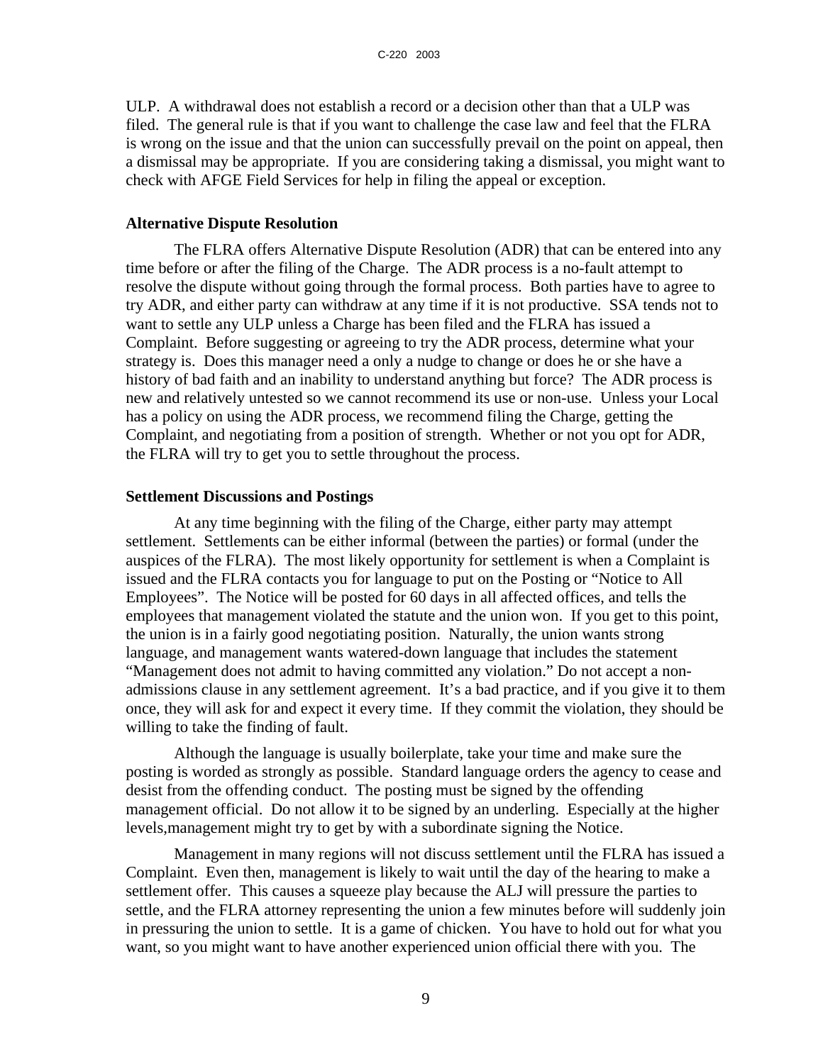ULP. A withdrawal does not establish a record or a decision other than that a ULP was filed. The general rule is that if you want to challenge the case law and feel that the FLRA is wrong on the issue and that the union can successfully prevail on the point on appeal, then a dismissal may be appropriate. If you are considering taking a dismissal, you might want to check with AFGE Field Services for help in filing the appeal or exception.

**Alternative Dispute Resolution**

The FLRA offers Alternative Dispute Resolution (ADR) that can be entered into any time before or after the filing of the Charge. The ADR process is a no-fault attempt to resolve the dispute without going through the formal process. Both parties have to agree to try ADR, and either party can withdraw at any time if it is not productive. SSA tends not to want to settle any ULP unless a Charge has been filed and the FLRA has issued a Complaint. Before suggesting or agreeing to try the ADR process, determine what your strategy is. Does this manager need a only a nudge to change or does he or she have a history of bad faith and an inability to understand anything but force? The ADR process is new and relatively untested so we cannot recommend its use or non-use. Unless your Local has a policy on using the ADR process, we recommend filing the Charge, getting the Complaint, and negotiating from a position of strength. Whether or not you opt for ADR, the FLRA will try to get you to settle throughout the process.

**Settlement Discussions and Postings**

At any time beginning with the filing of the Charge, either party may attempt settlement. Settlements can be either informal (between the parties) or formal (under the auspices of the FLRA). The most likely opportunity for settlement is when a Complaint is issued and the FLRA contacts you for language to put on the Posting or "Notice to All Employees". The Notice will be posted for 60 days in all affected offices, and tells the employees that management violated the statute and the union won. If you get to this point, the union is in a fairly good negotiating position. Naturally, the union wants strong language, and management wants watered-down language that includes the statement "Management does not admit to having committed any violation." Do not accept a non-admissions clause in any settlement agreement. It's a bad practice, and if you give it to them once, they will ask for and expect it every time. If they commit the violation, they should be willing to take the finding of fault.

Although the language is usually boilerplate, take your time and make sure the posting is worded as strongly as possible. Standard language orders the agency to cease and desist from the offending conduct. The posting must be signed by the offending management official. Do not allow it to be signed by an underling. Especially at the higher levels,management might try to get by with a subordinate signing the Notice.

Management in many regions will not discuss settlement until the FLRA has issued a Complaint. Even then, management is likely to wait until the day of the hearing to make a settlement offer. This causes a squeeze play because the ALJ will pressure the parties to settle, and the FLRA attorney representing the union a few minutes before will suddenly join in pressuring the union to settle. It is a game of chicken. You have to hold out for what you want, so you might want to have another experienced union official there with you. The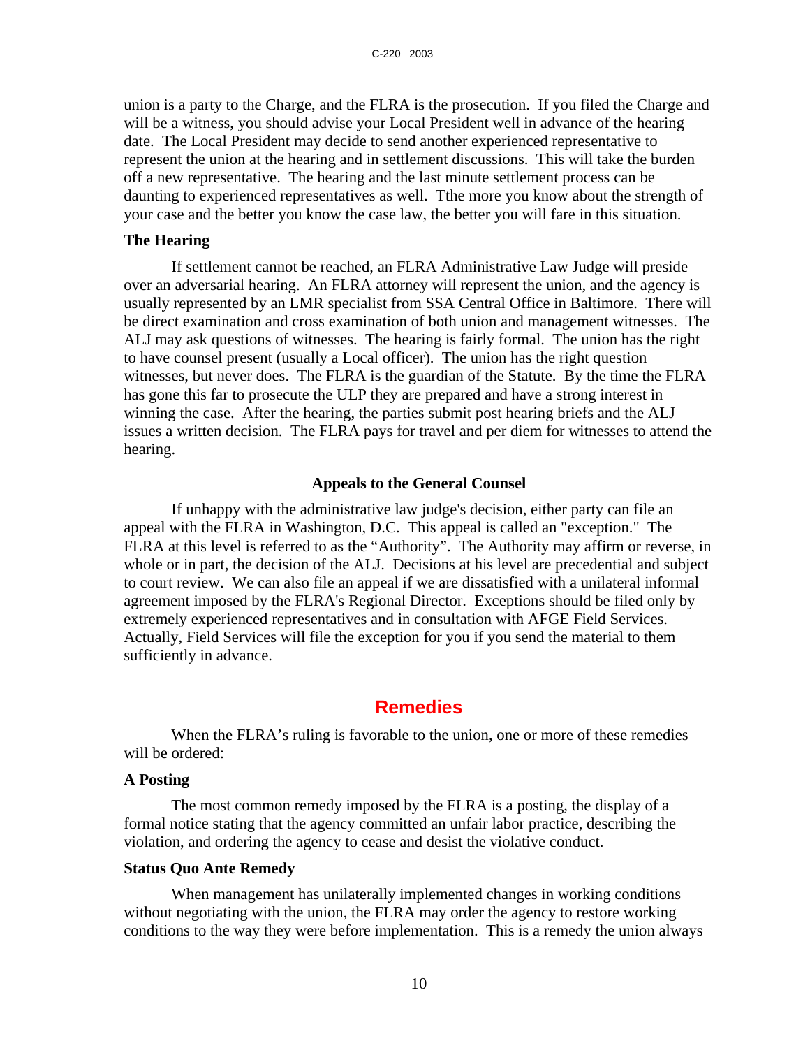union is a party to the Charge, and the FLRA is the prosecution. If you filed the Charge and will be a witness, you should advise your Local President well in advance of the hearing date. The Local President may decide to send another experienced representative to represent the union at the hearing and in settlement discussions. This will take the burden off a new representative. The hearing and the last minute settlement process can be daunting to experienced representatives as well. Tthe more you know about the strength of your case and the better you know the case law, the better you will fare in this situation.

**The Hearing**

If settlement cannot be reached, an FLRA Administrative Law Judge will preside over an adversarial hearing. An FLRA attorney will represent the union, and the agency is usually represented by an LMR specialist from SSA Central Office in Baltimore. There will be direct examination and cross examination of both union and management witnesses. The ALJ may ask questions of witnesses. The hearing is fairly formal. The union has the right to have counsel present (usually a Local officer). The union has the right question witnesses, but never does. The FLRA is the guardian of the Statute. By the time the FLRA has gone this far to prosecute the ULP they are prepared and have a strong interest in winning the case. After the hearing, the parties submit post hearing briefs and the ALJ issues a written decision. The FLRA pays for travel and per diem for witnesses to attend the hearing.

### Appeals to the General Counsel

If unhappy with the administrative law judge's decision, either party can file an appeal with the FLRA in Washington, D.C. This appeal is called an "exception." The FLRA at this level is referred to as the “Authority”. The Authority may affirm or reverse, in whole or in part, the decision of the ALJ. Decisions at his level are precedential and subject to court review. We can also file an appeal if we are dissatisfied with a unilateral informal agreement imposed by the FLRA's Regional Director. Exceptions should be filed only by extremely experienced representatives and in consultation with AFGE Field Services. Actually, Field Services will file the exception for you if you send the material to them sufficiently in advance.

## Remedies

When the FLRA’s ruling is favorable to the union, one or more of these remedies will be ordered:

**A Posting**

The most common remedy imposed by the FLRA is a posting, the display of a formal notice stating that the agency committed an unfair labor practice, describing the violation, and ordering the agency to cease and desist the violative conduct.

**Status Quo Ante Remedy**

When management has unilaterally implemented changes in working conditions without negotiating with the union, the FLRA may order the agency to restore working conditions to the way they were before implementation. This is a remedy the union always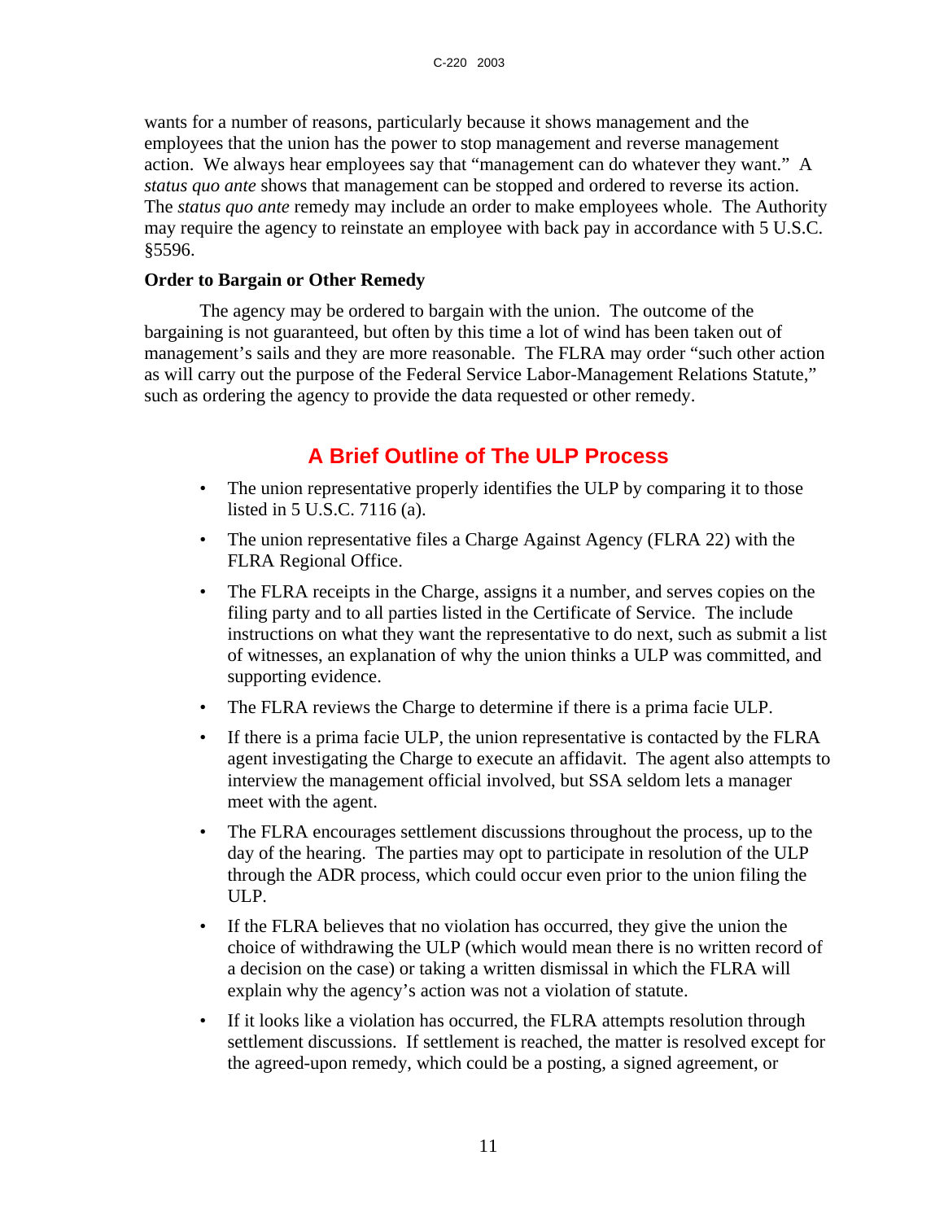wants for a number of reasons, particularly because it shows management and the employees that the union has the power to stop management and reverse management action. We always hear employees say that "management can do whatever they want." A *status quo ante* shows that management can be stopped and ordered to reverse its action. The *status quo ante* remedy may include an order to make employees whole. The Authority may require the agency to reinstate an employee with back pay in accordance with 5 U.S.C. §5596.

**Order to Bargain or Other Remedy**

The agency may be ordered to bargain with the union. The outcome of the bargaining is not guaranteed, but often by this time a lot of wind has been taken out of management's sails and they are more reasonable. The FLRA may order "such other action as will carry out the purpose of the Federal Service Labor-Management Relations Statute," such as ordering the agency to provide the data requested or other remedy.

## A Brief Outline of The ULP Process

- The union representative properly identifies the ULP by comparing it to those listed in 5 U.S.C. 7116 (a).
- The union representative files a Charge Against Agency (FLRA 22) with the FLRA Regional Office.
- The FLRA receipts in the Charge, assigns it a number, and serves copies on the filing party and to all parties listed in the Certificate of Service. The include instructions on what they want the representative to do next, such as submit a list of witnesses, an explanation of why the union thinks a ULP was committed, and supporting evidence.
- The FLRA reviews the Charge to determine if there is a prima facie ULP.
- If there is a prima facie ULP, the union representative is contacted by the FLRA agent investigating the Charge to execute an affidavit. The agent also attempts to interview the management official involved, but SSA seldom lets a manager meet with the agent.
- The FLRA encourages settlement discussions throughout the process, up to the day of the hearing. The parties may opt to participate in resolution of the ULP through the ADR process, which could occur even prior to the union filing the ULP.
- If the FLRA believes that no violation has occurred, they give the union the choice of withdrawing the ULP (which would mean there is no written record of a decision on the case) or taking a written dismissal in which the FLRA will explain why the agency's action was not a violation of statute.
- If it looks like a violation has occurred, the FLRA attempts resolution through settlement discussions. If settlement is reached, the matter is resolved except for the agreed-upon remedy, which could be a posting, a signed agreement, or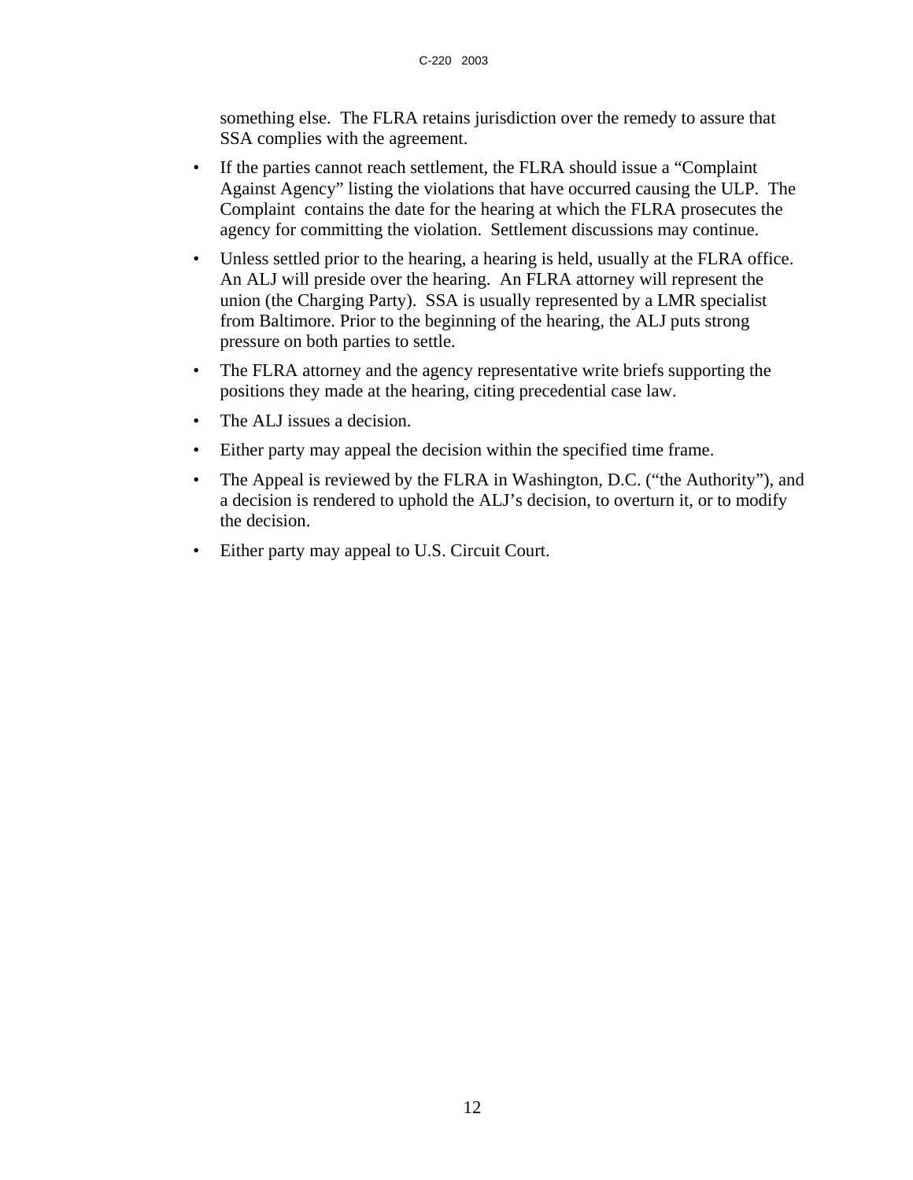something else. The FLRA retains jurisdiction over the remedy to assure that SSA complies with the agreement.

- If the parties cannot reach settlement, the FLRA should issue a "Complaint Against Agency" listing the violations that have occurred causing the ULP. The Complaint contains the date for the hearing at which the FLRA prosecutes the agency for committing the violation. Settlement discussions may continue.
- Unless settled prior to the hearing, a hearing is held, usually at the FLRA office. An ALJ will preside over the hearing. An FLRA attorney will represent the union (the Charging Party). SSA is usually represented by a LMR specialist from Baltimore. Prior to the beginning of the hearing, the ALJ puts strong pressure on both parties to settle.
- The FLRA attorney and the agency representative write briefs supporting the positions they made at the hearing, citing precedential case law.
- The ALJ issues a decision.
- Either party may appeal the decision within the specified time frame.
- The Appeal is reviewed by the FLRA in Washington, D.C. ("the Authority"), and a decision is rendered to uphold the ALJ's decision, to overturn it, or to modify the decision.
- Either party may appeal to U.S. Circuit Court.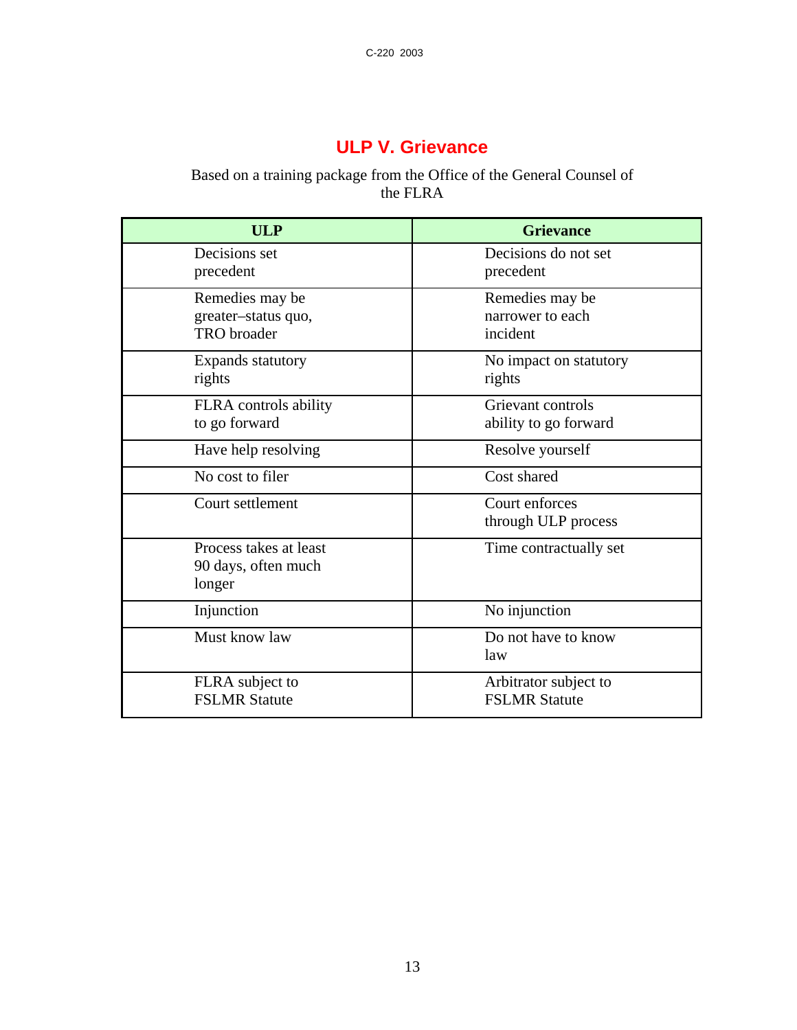# ULP V. Grievance

Based on a training package from the Office of the General Counsel of the FLRA

| ULP | Grievance |
|---|---|
| Decisions set precedent | Decisions do not set precedent |
| Remedies may be greater–status quo, TRO broader | Remedies may be narrower to each incident |
| Expands statutory rights | No impact on statutory rights |
| FLRA controls ability to go forward | Grievant controls ability to go forward |
| Have help resolving | Resolve yourself |
| No cost to filer | Cost shared |
| Court settlement | Court enforces through ULP process |
| Process takes at least 90 days, often much longer | Time contractually set |
| Injunction | No injunction |
| Must know law | Do not have to know law |
| FLRA subject to FSLMR Statute | Arbitrator subject to FSLMR Statute |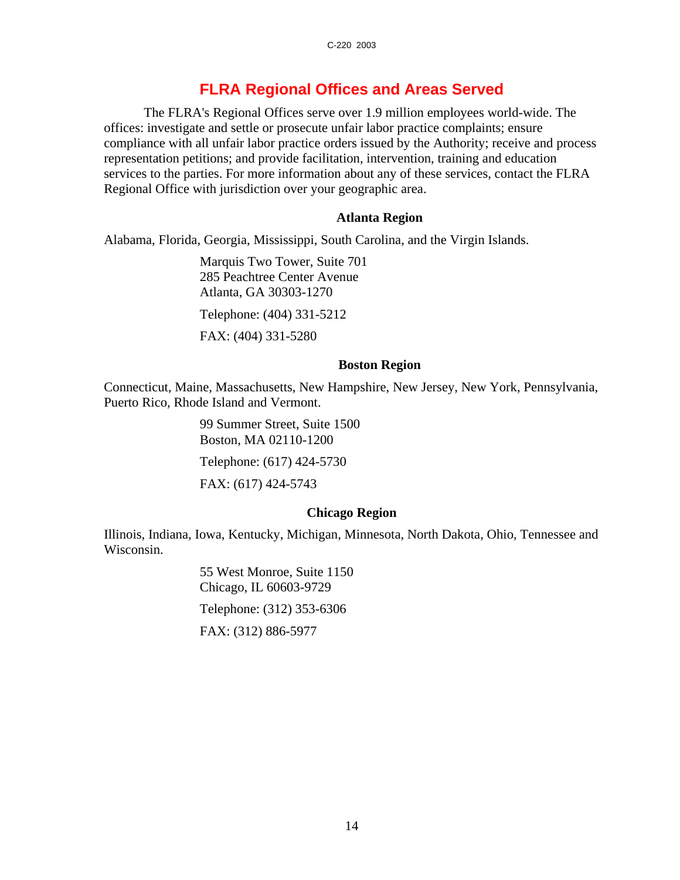# FLRA Regional Offices and Areas Served

The FLRA's Regional Offices serve over 1.9 million employees world-wide. The offices: investigate and settle or prosecute unfair labor practice complaints; ensure compliance with all unfair labor practice orders issued by the Authority; receive and process representation petitions; and provide facilitation, intervention, training and education services to the parties. For more information about any of these services, contact the FLRA Regional Office with jurisdiction over your geographic area.

### Atlanta Region

Alabama, Florida, Georgia, Mississippi, South Carolina, and the Virgin Islands.

Marquis Two Tower, Suite 701
285 Peachtree Center Avenue
Atlanta, GA 30303-1270

Telephone: (404) 331-5212

FAX: (404) 331-5280

### Boston Region

Connecticut, Maine, Massachusetts, New Hampshire, New Jersey, New York, Pennsylvania, Puerto Rico, Rhode Island and Vermont.

99 Summer Street, Suite 1500
Boston, MA 02110-1200

Telephone: (617) 424-5730

FAX: (617) 424-5743

### Chicago Region

Illinois, Indiana, Iowa, Kentucky, Michigan, Minnesota, North Dakota, Ohio, Tennessee and Wisconsin.

55 West Monroe, Suite 1150
Chicago, IL 60603-9729

Telephone: (312) 353-6306

FAX: (312) 886-5977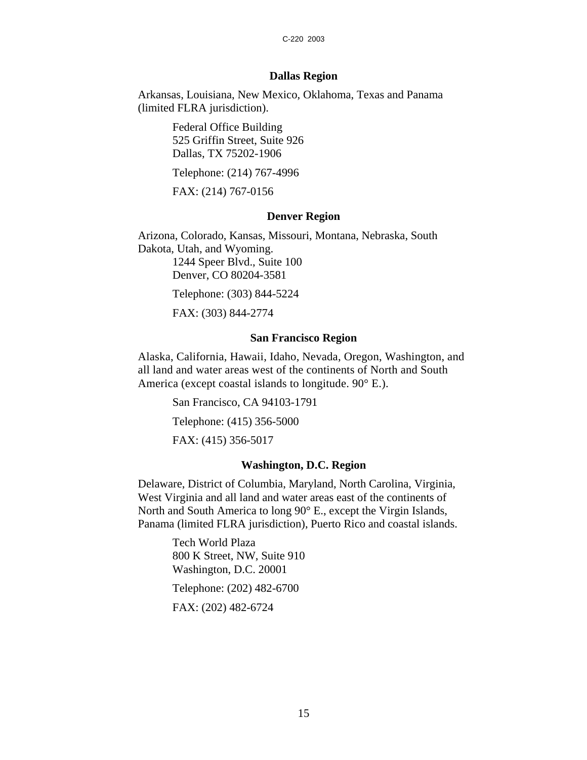### Dallas Region

Arkansas, Louisiana, New Mexico, Oklahoma, Texas and Panama (limited FLRA jurisdiction).

Federal Office Building
525 Griffin Street, Suite 926
Dallas, TX 75202-1906

Telephone: (214) 767-4996

FAX: (214) 767-0156

### Denver Region

Arizona, Colorado, Kansas, Missouri, Montana, Nebraska, South Dakota, Utah, and Wyoming.

1244 Speer Blvd., Suite 100
Denver, CO 80204-3581

Telephone: (303) 844-5224

FAX: (303) 844-2774

### San Francisco Region

Alaska, California, Hawaii, Idaho, Nevada, Oregon, Washington, and all land and water areas west of the continents of North and South America (except coastal islands to longitude. 90° E.).

San Francisco, CA 94103-1791

Telephone: (415) 356-5000

FAX: (415) 356-5017

### Washington, D.C. Region

Delaware, District of Columbia, Maryland, North Carolina, Virginia, West Virginia and all land and water areas east of the continents of North and South America to long 90° E., except the Virgin Islands, Panama (limited FLRA jurisdiction), Puerto Rico and coastal islands.

Tech World Plaza
800 K Street, NW, Suite 910
Washington, D.C. 20001

Telephone: (202) 482-6700

FAX: (202) 482-6724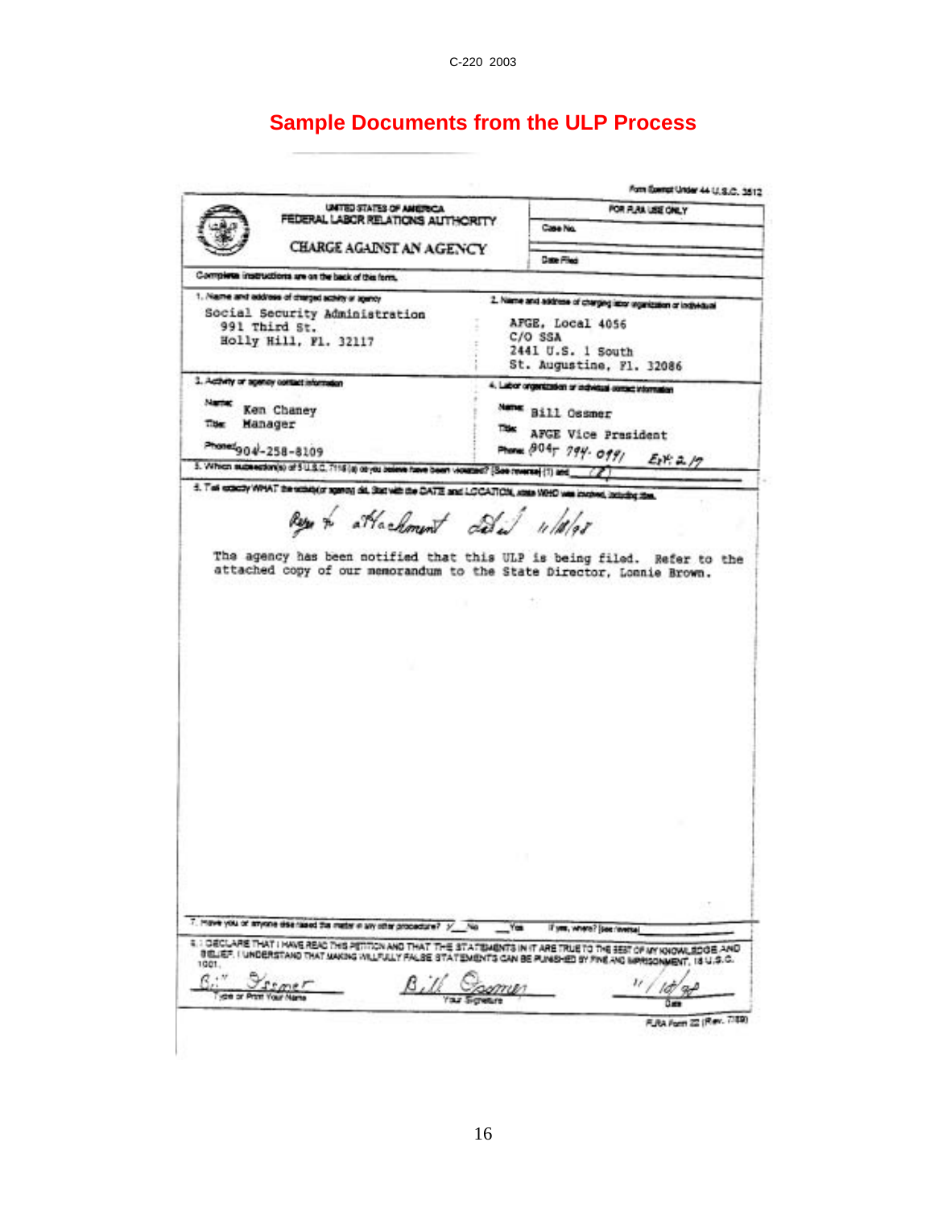C-220 2003

# Sample Documents from the ULP Process

Form Exempt Under 44 U.S.C. 3512

UNITED STATES OF AMERICA
FEDERAL LABOR RELATIONS AUTHORITY

CHARGE AGAINST AN AGENCY

FOR FLRA USE ONLY

Case No.

Date Filed

Complete instructions are on the back of this form.

| 1. Name and address of charged activity or agency | 2. Name and address of charging labor organization or individual |
| --- | --- |
| Social Security Administration<br>991 Third St.<br>Holly Hill, Fl. 32117 | AFGE, Local 4056<br>C/O SSA<br>2441 U.S. 1 South<br>St. Augustine, Fl. 32086 |
| 3. Activity or agency contact information | 4. Labor organization or individual contact information |
| Name: Ken Chaney<br>Title: Manager<br>Phone: 904-258-8109 | Name: Bill Ossmer<br>Title: AFGE Vice President<br>Phone: 904- 794-0991 Ext. 2/7 |

5. Which subsection(s) of 5 U.S.C. 7116 (a) do you believe have been violated? (See reverse) (1) and (2)

6. Tell exactly WHAT the activity (or agency) did. Start with the DATE and LOCATION, state WHO was involved, including titles.

Refer to attachment dated 11/10/98

The agency has been notified that this ULP is being filed. Refer to the attached copy of our memorandum to the State Director, Lonnie Brown.

7. Have you or anyone else raised the matter in any other procedure? X No ___ Yes If yes, where? (See reverse)

8. I DECLARE THAT I HAVE READ THIS PETITION AND THAT THE STATEMENTS IN IT ARE TRUE TO THE BEST OF MY KNOWLEDGE AND BELIEF. I UNDERSTAND THAT MAKING WILLFULLY FALSE STATEMENTS CAN BE PUNISHED BY FINE AND IMPRISONMENT, 18 U.S.C. 1001.

| Bill Ossmer | Bill Ossmer | 11/10/98 |
| --- | --- | --- |
| Type or Print Your Name | Your Signature | Date |

FLRA Form 22 (Rev. 7/89)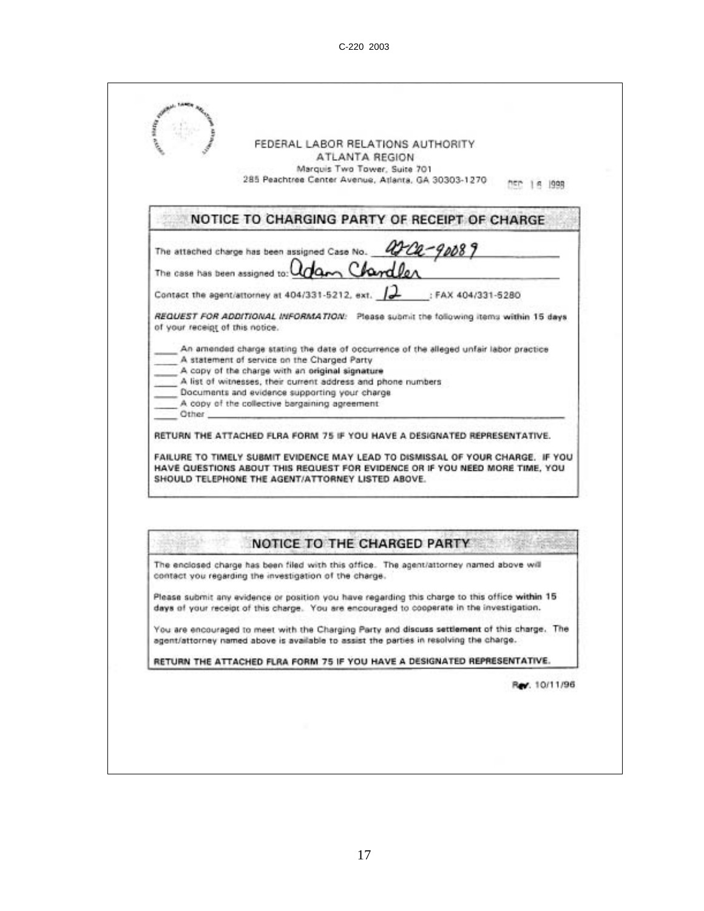C-220 2003

FEDERAL LABOR RELATIONS AUTHORITY
ATLANTA REGION
Marquis Two Tower, Suite 701
285 Peachtree Center Avenue, Atlanta, GA 30303-1270

DEC 16 1998

## NOTICE TO CHARGING PARTY OF RECEIPT OF CHARGE

The attached charge has been assigned Case No. AT-CA-90089

The case has been assigned to: Adam Chandler

Contact the agent/attorney at 404/331-5212, ext. 12 ; FAX 404/331-5280

***REQUEST FOR ADDITIONAL INFORMATION:*** Please submit the following items **within 15 days** of your receipt of this notice.

____ An amended charge stating the date of occurrence of the alleged unfair labor practice
____ A statement of service on the Charged Party
____ A copy of the charge with an **original signature**
____ A list of witnesses, their current address and phone numbers
____ Documents and evidence supporting your charge
____ A copy of the collective bargaining agreement
____ Other ____________________

**RETURN THE ATTACHED FLRA FORM 75 IF YOU HAVE A DESIGNATED REPRESENTATIVE.**

**FAILURE TO TIMELY SUBMIT EVIDENCE MAY LEAD TO DISMISSAL OF YOUR CHARGE. IF YOU HAVE QUESTIONS ABOUT THIS REQUEST FOR EVIDENCE OR IF YOU NEED MORE TIME, YOU SHOULD TELEPHONE THE AGENT/ATTORNEY LISTED ABOVE.**

## NOTICE TO THE CHARGED PARTY

The enclosed charge has been filed with this office. The agent/attorney named above will contact you regarding the investigation of the charge.

Please submit any evidence or position you have regarding this charge to this office **within 15 days** of your receipt of this charge. You are encouraged to cooperate in the investigation.

You are encouraged to meet with the Charging Party and **discuss settlement** of this charge. The agent/attorney named above is available to assist the parties in resolving the charge.

**RETURN THE ATTACHED FLRA FORM 75 IF YOU HAVE A DESIGNATED REPRESENTATIVE.**

Rev. 10/11/96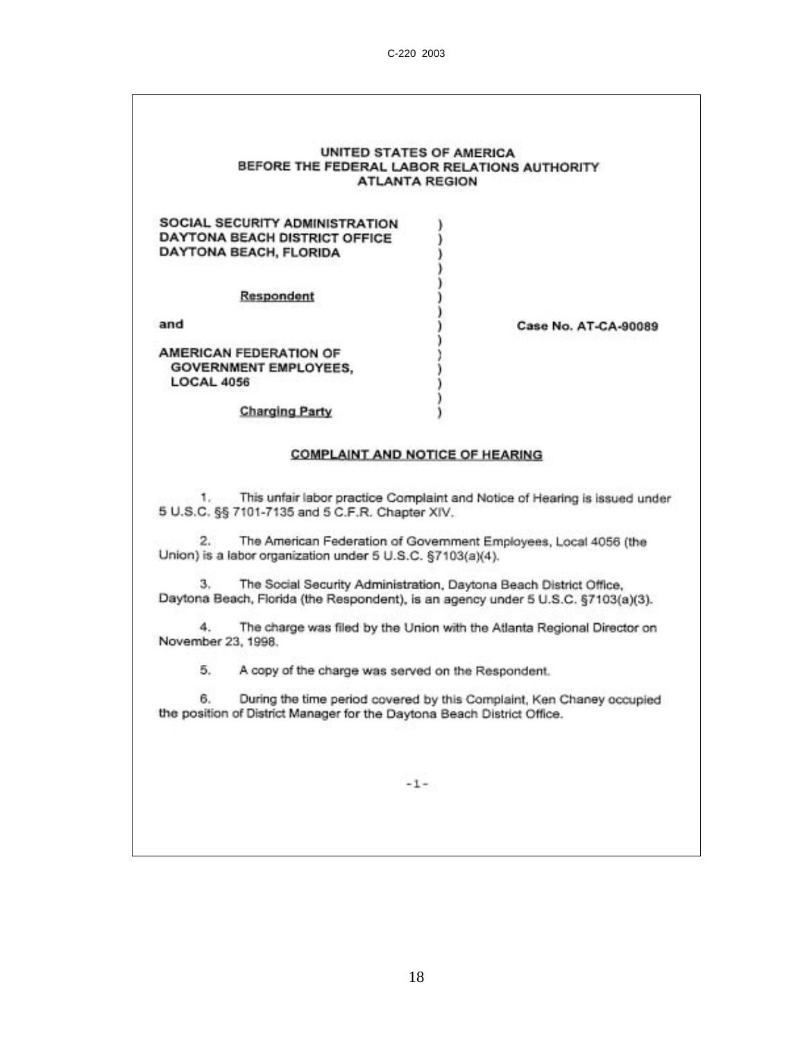C-220 2003

UNITED STATES OF AMERICA
BEFORE THE FEDERAL LABOR RELATIONS AUTHORITY
ATLANTA REGION

| | | |
|---|---|---|
| SOCIAL SECURITY ADMINISTRATION<br>DAYTONA BEACH DISTRICT OFFICE<br>DAYTONA BEACH, FLORIDA<br><br>Respondent<br><br>and<br><br>AMERICAN FEDERATION OF<br>GOVERNMENT EMPLOYEES,<br>LOCAL 4056<br><br>Charging Party | ) | Case No. AT-CA-90089 |

**COMPLAINT AND NOTICE OF HEARING**

1. This unfair labor practice Complaint and Notice of Hearing is issued under 5 U.S.C. §§ 7101-7135 and 5 C.F.R. Chapter XIV.

2. The American Federation of Government Employees, Local 4056 (the Union) is a labor organization under 5 U.S.C. §7103(a)(4).

3. The Social Security Administration, Daytona Beach District Office, Daytona Beach, Florida (the Respondent), is an agency under 5 U.S.C. §7103(a)(3).

4. The charge was filed by the Union with the Atlanta Regional Director on November 23, 1998.

5. A copy of the charge was served on the Respondent.

6. During the time period covered by this Complaint, Ken Chaney occupied the position of District Manager for the Daytona Beach District Office.

- 1 -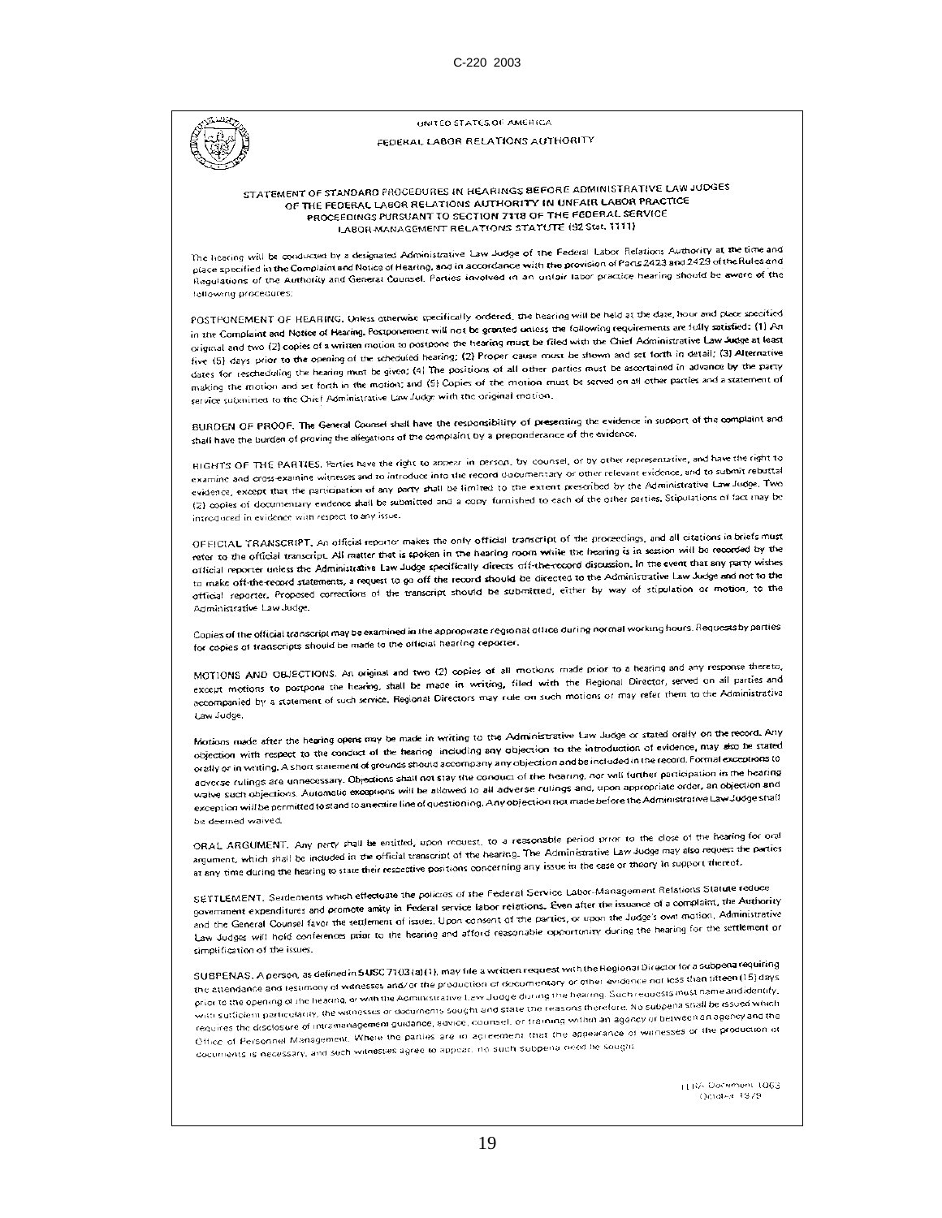UNITED STATES OF AMERICA

FEDERAL LABOR RELATIONS AUTHORITY

## STATEMENT OF STANDARD PROCEDURES IN HEARINGS BEFORE ADMINISTRATIVE LAW JUDGES OF THE FEDERAL LABOR RELATIONS AUTHORITY IN UNFAIR LABOR PRACTICE PROCEEDINGS PURSUANT TO SECTION 7118 OF THE FEDERAL SERVICE LABOR-MANAGEMENT RELATIONS STATUTE (92 Stat. 1111)

The hearing will be conducted by a designated Administrative Law Judge of the Federal Labor Relations Authority at the time and place specified in the Complaint and Notice of Hearing, and in accordance with the provision of Parts 2423 and 2429 of the Rules and Regulations of the Authority and General Counsel. Parties involved in an unfair labor practice hearing should be aware of the following procedures:

**POSTPONEMENT OF HEARING.** Unless otherwise specifically ordered, the hearing will be held at the date, hour and place specified in the Complaint and Notice of Hearing. Postponement will not be granted unless the following requirements are fully satisfied: (1) An original and two (2) copies of a written motion to postpone the hearing must be filed with the Chief Administrative Law Judge at least five (5) days prior to the opening of the scheduled hearing; (2) Proper cause must be shown and set forth in detail; (3) Alternative dates for rescheduling the hearing must be given; (4) The positions of all other parties must be ascertained in advance by the party making the motion and set forth in the motion; and (5) Copies of the motion must be served on all other parties and a statement of service submitted to the Chief Administrative Law Judge with the original motion.

**BURDEN OF PROOF.** The General Counsel shall have the responsibility of presenting the evidence in support of the complaint and shall have the burden of proving the allegations of the complaint by a preponderance of the evidence.

**RIGHTS OF THE PARTIES.** Parties have the right to appear in person, by counsel, or by other representative, and have the right to examine and cross-examine witnesses and to introduce into the record documentary or other relevant evidence, and to submit rebuttal evidence, except that the participation of any party shall be limited to the extent prescribed by the Administrative Law Judge. Two (2) copies of documentary evidence shall be submitted and a copy furnished to each of the other parties. Stipulations of fact may be introduced in evidence with respect to any issue.

**OFFICIAL TRANSCRIPT.** An official reporter makes the only official transcript of the proceedings, and all citations in briefs must refer to the official transcript. All matter that is spoken in the hearing room while the hearing is in session will be recorded by the official reporter unless the Administrative Law Judge specifically directs off-the-record discussion. In the event that any party wishes to make off-the-record statements, a request to go off the record should be directed to the Administrative Law Judge and not to the official reporter. Proposed corrections of the transcript should be submitted, either by way of stipulation or motion, to the Administrative Law Judge.

Copies of the official transcript may be examined in the appropriate regional office during normal working hours. Requests by parties for copies of transcripts should be made to the official hearing reporter.

**MOTIONS AND OBJECTIONS.** An original and two (2) copies of all motions made prior to a hearing and any response thereto, except motions to postpone the hearing, shall be made in writing, filed with the Regional Director, served on all parties and accompanied by a statement of such service. Regional Directors may rule on such motions or may refer them to the Administrative Law Judge.

Motions made after the hearing opens may be made in writing to the Administrative Law Judge or stated orally on the record. Any objection with respect to the conduct of the hearing including any objection to the introduction of evidence, may also be stated orally or in writing. A short statement of grounds should accompany any objection and be included in the record. Formal exceptions to adverse rulings are unnecessary. Objections shall not stay the conduct of the hearing, nor will further participation in the hearing waive such objections. Automatic exceptions will be allowed to all adverse rulings and, upon appropriate order, an objection and exception will be permitted to stand to an entire line of questioning. Any objection not made before the Administrative Law Judge shall be deemed waived.

**ORAL ARGUMENT.** Any party shall be entitled, upon request, to a reasonable period prior to the close of the hearing for oral argument, which shall be included in the official transcript of the hearing. The Administrative Law Judge may also request the parties at any time during the hearing to state their respective positions concerning any issue in the case or theory in support thereof.

**SETTLEMENT.** Settlements which effectuate the policies of the Federal Service Labor-Management Relations Statute reduce government expenditures and promote amity in Federal service labor relations. Even after the issuance of a complaint, the Authority and the General Counsel favor the settlement of issues. Upon consent of the parties, or upon the Judge's own motion, Administrative Law Judges will hold conferences prior to the hearing and afford reasonable opportunity during the hearing for the settlement or simplification of the issues.

**SUBPENAS.** A person, as defined in 5 USC 7103(a)(1), may file a written request with the Regional Director for a subpena requiring the attendance and testimony of witnesses and/or the production of documentary or other evidence not less than fifteen (15) days prior to the opening of the hearing, or with the Administrative Law Judge during the hearing. Such requests must name and identify, with sufficient particularity, the witnesses or documents sought and state the reasons therefore. No subpena shall be issued which requires the disclosure of intramanagement guidance, advice, counsel, or training within an agency or between an agency and the Office of Personnel Management. Where the parties are in agreement that the appearance of witnesses or the production of documents is necessary, and such witnesses agree to appear, no such subpena need be sought.

FLRA Document 1063
October 1979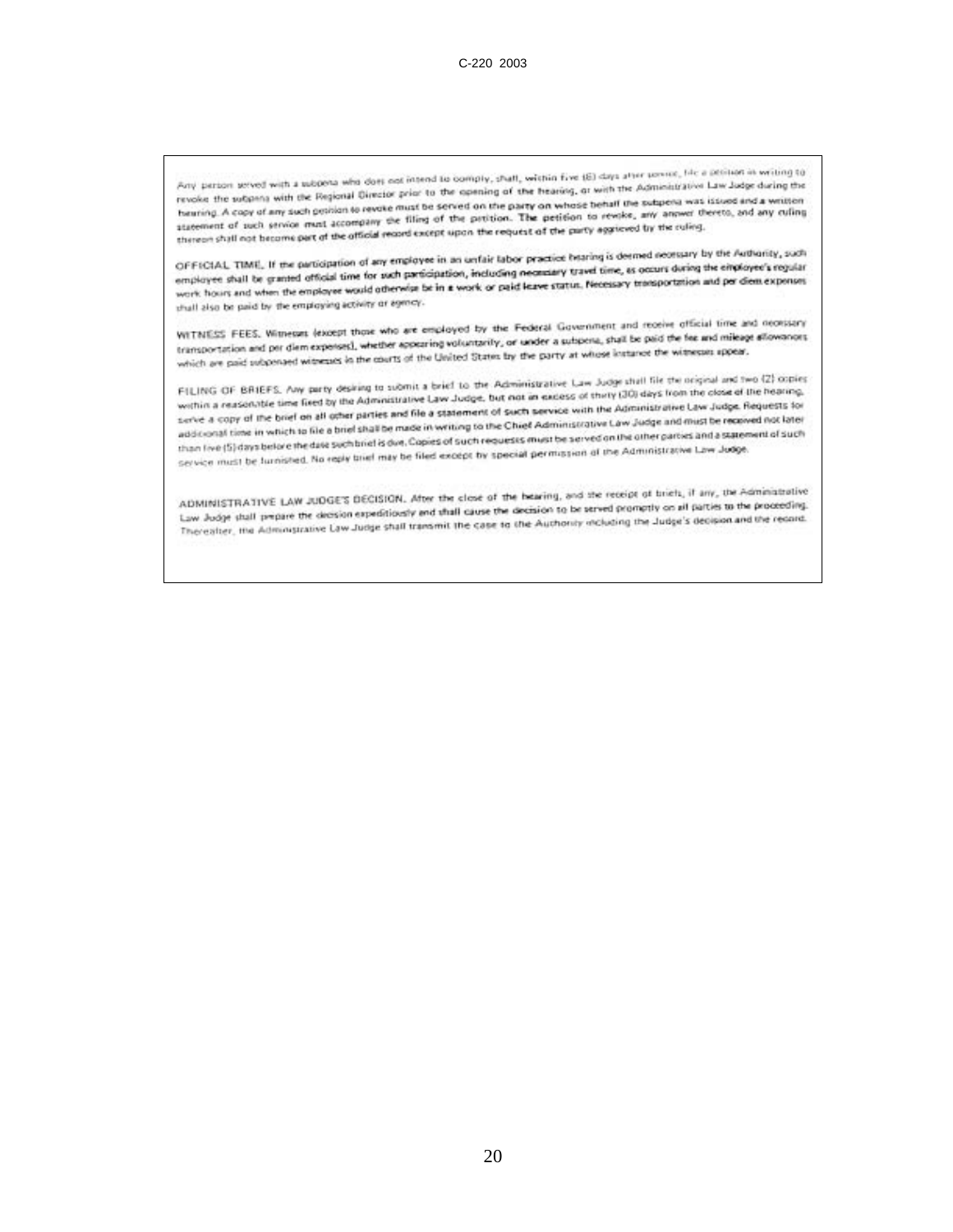Any person served with a subpena who does not intend to comply, shall, within five (5) days after service, file a petition in writing to revoke the subpena with the Regional Director prior to the opening of the hearing, or with the Administrative Law Judge during the hearing. A copy of any such petition to revoke must be served on the party on whose behalf the subpena was issued and a written statement of such service must accompany the filing of the petition. The petition to revoke, any answer thereto, and any ruling thereon shall not become part of the official record except upon the request of the party aggrieved by the ruling.

OFFICIAL TIME. If the participation of any employee in an unfair labor practice hearing is deemed necessary by the Authority, such employee shall be granted official time for such participation, including necessary travel time, as occurs during the employee's regular work hours and when the employee would otherwise be in a work or paid leave status. Necessary transportation and per diem expenses shall also be paid by the employing activity or agency.

WITNESS FEES. Witnesses (except those who are employed by the Federal Government and receive official time and necessary transportation and per diem expenses), whether appearing voluntarily, or under a subpena, shall be paid the fee and mileage allowances which are paid subpenaed witnesses in the courts of the United States by the party at whose instance the witnesses appear.

FILING OF BRIEFS. Any party desiring to submit a brief to the Administrative Law Judge shall file the original and two (2) copies within a reasonable time fixed by the Administrative Law Judge, but not in excess of thirty (30) days from the close of the hearing, serve a copy of the brief on all other parties and file a statement of such service with the Administrative Law Judge. Requests for additional time in which to file a brief shall be made in writing to the Chief Administrative Law Judge and must be received not later than five (5) days before the date such brief is due. Copies of such requests must be served on the other parties and a statement of such service must be furnished. No reply brief may be filed except by special permission of the Administrative Law Judge.

ADMINISTRATIVE LAW JUDGE'S DECISION. After the close of the hearing, and the receipt of briefs, if any, the Administrative Law Judge shall prepare the decision expeditiously and shall cause the decision to be served promptly on all parties to the proceeding. Thereafter, the Administrative Law Judge shall transmit the case to the Authority including the Judge's decision and the record.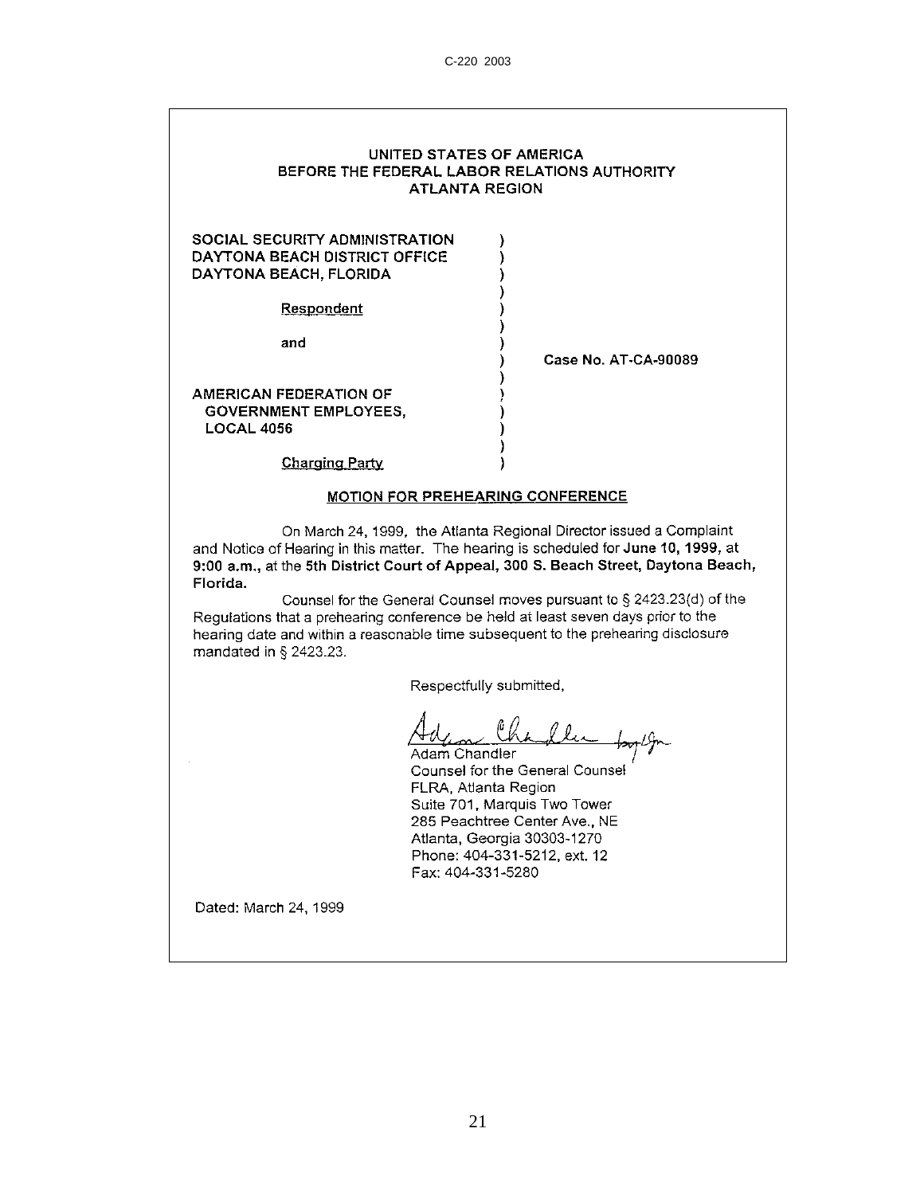C-220 2003

UNITED STATES OF AMERICA
BEFORE THE FEDERAL LABOR RELATIONS AUTHORITY
ATLANTA REGION

| | | |
|---|---|---|
| SOCIAL SECURITY ADMINISTRATION<br>DAYTONA BEACH DISTRICT OFFICE<br>DAYTONA BEACH, FLORIDA<br><br>Respondent<br><br>and<br><br>AMERICAN FEDERATION OF<br>GOVERNMENT EMPLOYEES,<br>LOCAL 4056<br><br>Charging Party | ) | Case No. AT-CA-90089 |

**MOTION FOR PREHEARING CONFERENCE**

On March 24, 1999, the Atlanta Regional Director issued a Complaint and Notice of Hearing in this matter. The hearing is scheduled for **June 10, 1999**, at **9:00 a.m.**, at the **5th District Court of Appeal, 300 S. Beach Street, Daytona Beach, Florida.**

Counsel for the General Counsel moves pursuant to § 2423.23(d) of the Regulations that a prehearing conference be held at least seven days prior to the hearing date and within a reasonable time subsequent to the prehearing disclosure mandated in § 2423.23.

Respectfully submitted,

Adam Chandler
Counsel for the General Counsel
FLRA, Atlanta Region
Suite 701, Marquis Two Tower
285 Peachtree Center Ave., NE
Atlanta, Georgia 30303-1270
Phone: 404-331-5212, ext. 12
Fax: 404-331-5280

Dated: March 24, 1999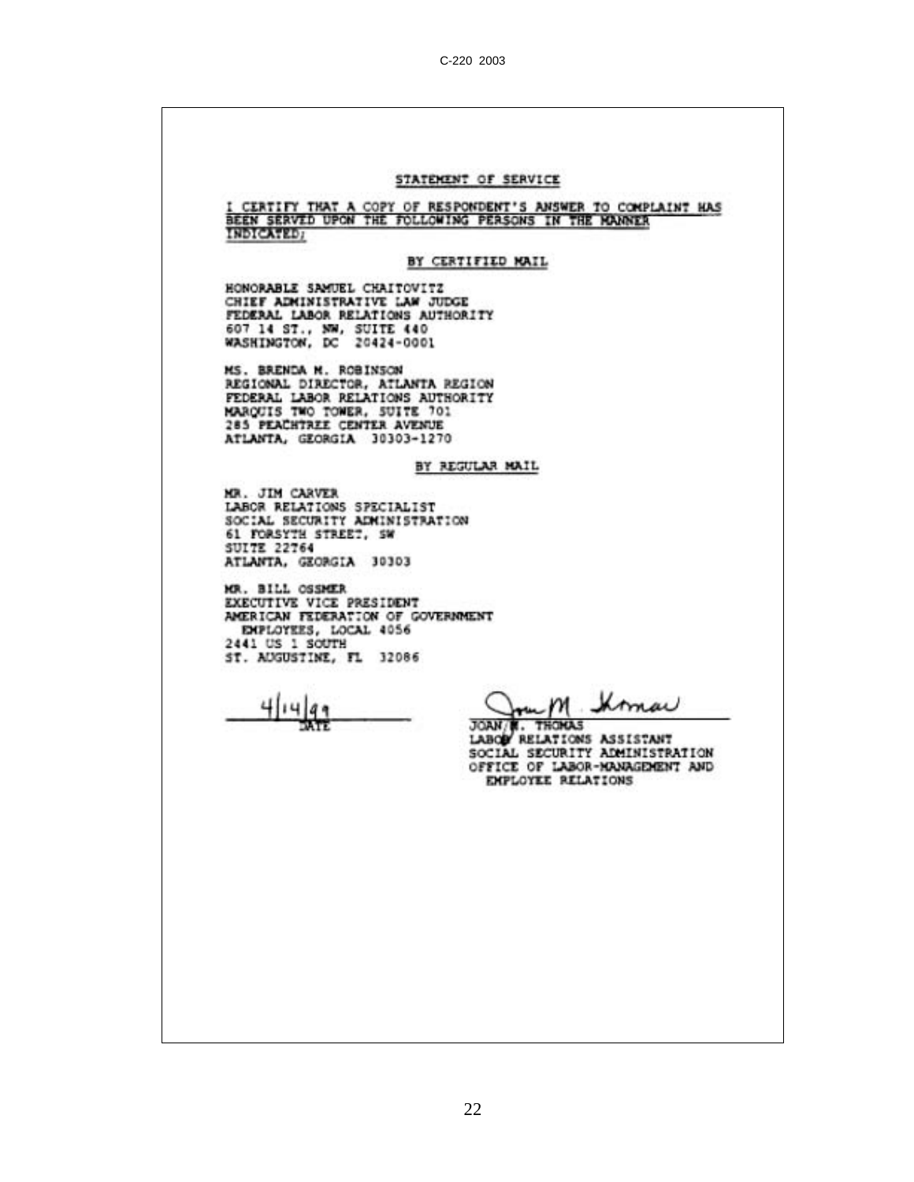## STATEMENT OF SERVICE

I CERTIFY THAT A COPY OF RESPONDENT'S ANSWER TO COMPLAINT HAS BEEN SERVED UPON THE FOLLOWING PERSONS IN THE MANNER INDICATED;

### BY CERTIFIED MAIL

HONORABLE SAMUEL CHAITOVITZ
CHIEF ADMINISTRATIVE LAW JUDGE
FEDERAL LABOR RELATIONS AUTHORITY
607 14 ST., NW, SUITE 440
WASHINGTON, DC 20424-0001

MS. BRENDA M. ROBINSON
REGIONAL DIRECTOR, ATLANTA REGION
FEDERAL LABOR RELATIONS AUTHORITY
MARQUIS TWO TOWER, SUITE 701
285 PEACHTREE CENTER AVENUE
ATLANTA, GEORGIA 30303-1270

### BY REGULAR MAIL

MR. JIM CARVER
LABOR RELATIONS SPECIALIST
SOCIAL SECURITY ADMINISTRATION
61 FORSYTH STREET, SW
SUITE 22T64
ATLANTA, GEORGIA 30303

MR. BILL OSSMER
EXECUTIVE VICE PRESIDENT
AMERICAN FEDERATION OF GOVERNMENT EMPLOYEES, LOCAL 4056
2441 US 1 SOUTH
ST. AUGUSTINE, FL 32086

4/14/99
DATE

Joan M. Thomas
JOAN M. THOMAS
LABOR RELATIONS ASSISTANT
SOCIAL SECURITY ADMINISTRATION
OFFICE OF LABOR-MANAGEMENT AND EMPLOYEE RELATIONS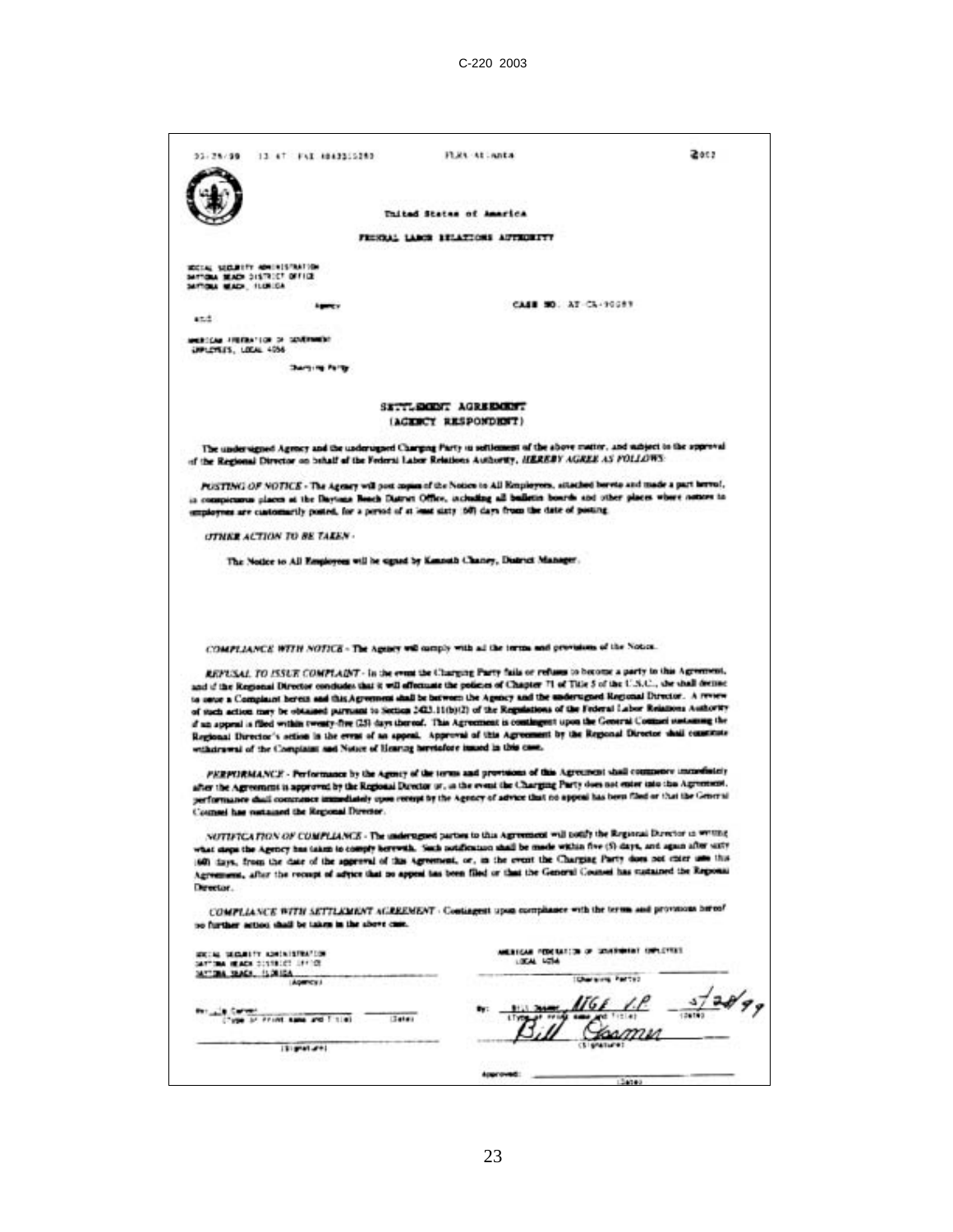05/28/99 13:47 FAX 4043315280 FLRA ATLANTA 002

United States of America

FEDERAL LABOR RELATIONS AUTHORITY

SOCIAL SECURITY ADMINISTRATION
DAYTONA BEACH DISTRICT OFFICE
DAYTONA BEACH, FLORIDA

Agency

and

CASE NO. AT-CA-90087

AMERICAN FEDERATION OF GOVERNMENT EMPLOYEES, LOCAL 4056

Charging Party

## SETTLEMENT AGREEMENT
## (AGENCY RESPONDENT)

The undersigned Agency and the undersigned Charging Party in settlement of the above matter, and subject to the approval of the Regional Director on behalf of the Federal Labor Relations Authority, *HEREBY AGREE AS FOLLOWS:*

*POSTING OF NOTICE* - The Agency will post copies of the Notice to All Employees, attached hereto and made a part hereof, in conspicuous places at the Daytona Beach District Office, including all bulletin boards and other places where notices to employees are customarily posted, for a period of at least sixty (60) days from the date of posting.

*OTHER ACTION TO BE TAKEN* -

The Notice to All Employees will be signed by Kenneth Chaney, District Manager.

*COMPLIANCE WITH NOTICE* - The Agency will comply with all the terms and provisions of the Notice.

*REFUSAL TO ISSUE COMPLAINT* - In the event the Charging Party fails or refuses to become a party to this Agreement, and if the Regional Director concludes that it will effectuate the policies of Chapter 71 of Title 5 of the U.S.C., she shall decline to issue a Complaint herein and this Agreement shall be between the Agency and the undersigned Regional Director. A review of such action may be obtained pursuant to Section 2423.11(b)(2) of the Regulations of the Federal Labor Relations Authority if an appeal is filed within twenty-five (25) days thereof. This Agreement is contingent upon the General Counsel sustaining the Regional Director's action in the event of an appeal. Approval of this Agreement by the Regional Director shall constitute withdrawal of the Complaint and Notice of Hearing heretofore issued in this case.

*PERFORMANCE* - Performance by the Agency of the terms and provisions of this Agreement shall commence immediately after the Agreement is approved by the Regional Director or, in the event the Charging Party does not enter into this Agreement, performance shall commence immediately upon receipt by the Agency of advice that no appeal has been filed or that the General Counsel has sustained the Regional Director.

*NOTIFICATION OF COMPLIANCE* - The undersigned parties to this Agreement will notify the Regional Director in writing what steps the Agency has taken to comply herewith. Such notification shall be made within five (5) days, and again after sixty (60) days, from the date of the approval of this Agreement, or, in the event the Charging Party does not enter into this Agreement, after the receipt of advice that no appeal has been filed or that the General Counsel has sustained the Regional Director.

*COMPLIANCE WITH SETTLEMENT AGREEMENT* - Contingent upon compliance with the terms and provisions hereof no further action shall be taken in the above case.

| SOCIAL SECURITY ADMINISTRATION DAYTONA BEACH DISTRICT OFFICE DAYTONA BEACH, FLORIDA | AMERICAN FEDERATION OF GOVERNMENT EMPLOYEES LOCAL 4056 |
|---|---|
| (Agency) | (Charging Party) |
| By: Jo Carver (Type or Print Name and Title) (Date) | By: Bill Jeamer AFGE VP (Type or Print Name and Title) 5/28/99 (Date) |
| (Signature) | Bill Jeamer (Signature) |
| | Approved: (Date) |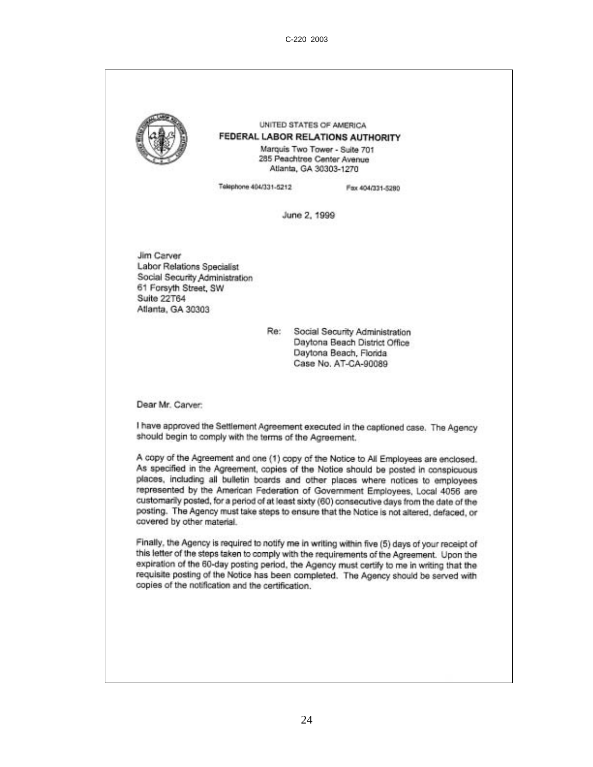C-220 2003

UNITED STATES OF AMERICA

**FEDERAL LABOR RELATIONS AUTHORITY**

Marquis Two Tower - Suite 701
285 Peachtree Center Avenue
Atlanta, GA 30303-1270

Telephone 404/331-5212 Fax 404/331-5280

June 2, 1999

Jim Carver
Labor Relations Specialist
Social Security Administration
61 Forsyth Street, SW
Suite 22T64
Atlanta, GA 30303

Re: Social Security Administration
Daytona Beach District Office
Daytona Beach, Florida
Case No. AT-CA-90089

Dear Mr. Carver:

I have approved the Settlement Agreement executed in the captioned case. The Agency should begin to comply with the terms of the Agreement.

A copy of the Agreement and one (1) copy of the Notice to All Employees are enclosed. As specified in the Agreement, copies of the Notice should be posted in conspicuous places, including all bulletin boards and other places where notices to employees represented by the American Federation of Government Employees, Local 4056 are customarily posted, for a period of at least sixty (60) consecutive days from the date of the posting. The Agency must take steps to ensure that the Notice is not altered, defaced, or covered by other material.

Finally, the Agency is required to notify me in writing within five (5) days of your receipt of this letter of the steps taken to comply with the requirements of the Agreement. Upon the expiration of the 60-day posting period, the Agency must certify to me in writing that the requisite posting of the Notice has been completed. The Agency should be served with copies of the notification and the certification.